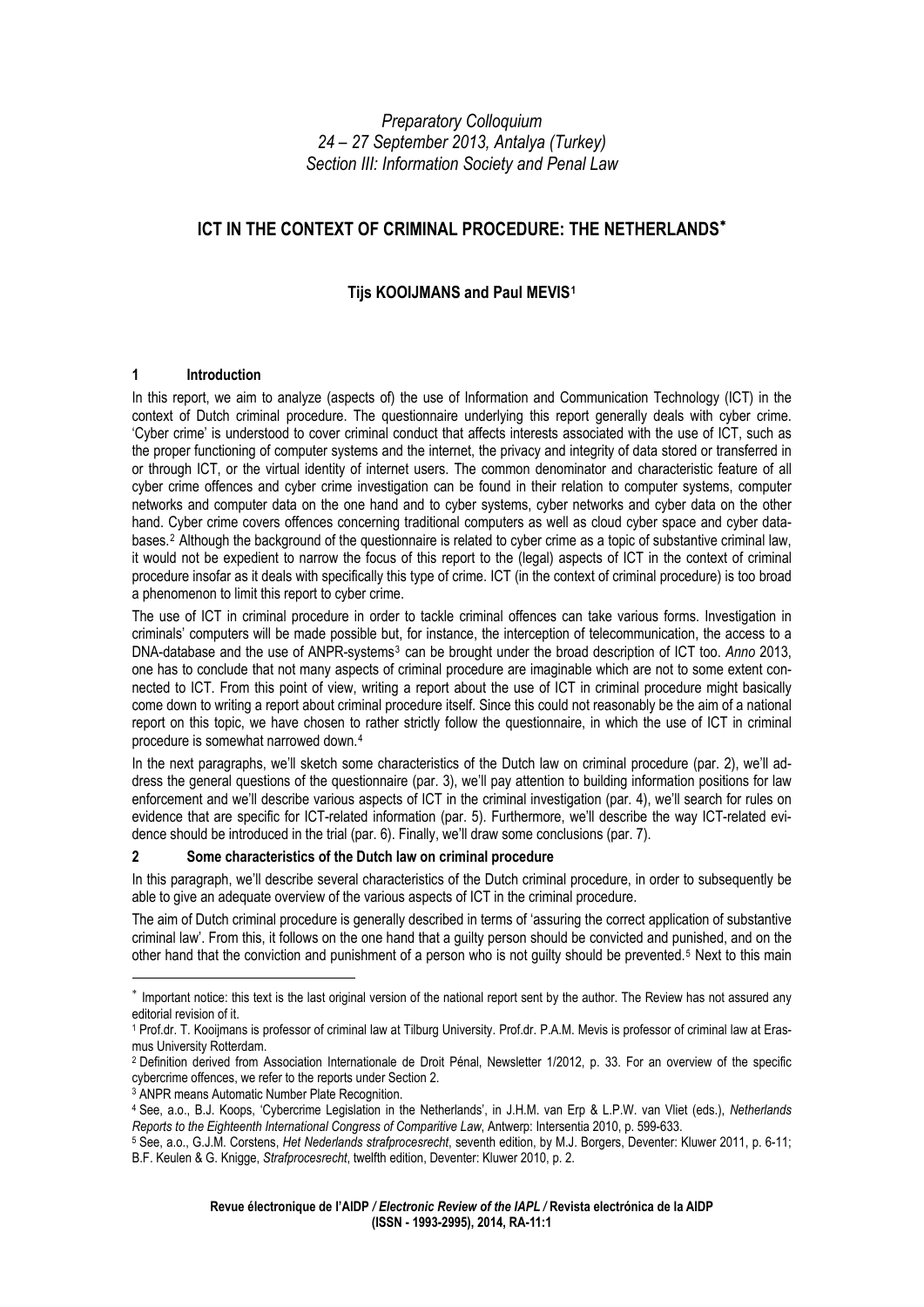*Preparatory Colloquium*
*24 – 27 September 2013, Antalya (Turkey)*
*Section III: Information Society and Penal Law*

# ICT IN THE CONTEXT OF CRIMINAL PROCEDURE: THE NETHERLANDS[*]

**Tijs KOOIJMANS and Paul MEVIS[1]**

## 1 Introduction

In this report, we aim to analyze (aspects of) the use of Information and Communication Technology (ICT) in the context of Dutch criminal procedure. The questionnaire underlying this report generally deals with cyber crime. 'Cyber crime' is understood to cover criminal conduct that affects interests associated with the use of ICT, such as the proper functioning of computer systems and the internet, the privacy and integrity of data stored or transferred in or through ICT, or the virtual identity of internet users. The common denominator and characteristic feature of all cyber crime offences and cyber crime investigation can be found in their relation to computer systems, computer networks and computer data on the one hand and to cyber systems, cyber networks and cyber data on the other hand. Cyber crime covers offences concerning traditional computers as well as cloud cyber space and cyber databases.[2] Although the background of the questionnaire is related to cyber crime as a topic of substantive criminal law, it would not be expedient to narrow the focus of this report to the (legal) aspects of ICT in the context of criminal procedure insofar as it deals with specifically this type of crime. ICT (in the context of criminal procedure) is too broad a phenomenon to limit this report to cyber crime.

The use of ICT in criminal procedure in order to tackle criminal offences can take various forms. Investigation in criminals' computers will be made possible but, for instance, the interception of telecommunication, the access to a DNA-database and the use of ANPR-systems[3] can be brought under the broad description of ICT too. *Anno* 2013, one has to conclude that not many aspects of criminal procedure are imaginable which are not to some extent connected to ICT. From this point of view, writing a report about the use of ICT in criminal procedure might basically come down to writing a report about criminal procedure itself. Since this could not reasonably be the aim of a national report on this topic, we have chosen to rather strictly follow the questionnaire, in which the use of ICT in criminal procedure is somewhat narrowed down.[4]

In the next paragraphs, we'll sketch some characteristics of the Dutch law on criminal procedure (par. 2), we'll address the general questions of the questionnaire (par. 3), we'll pay attention to building information positions for law enforcement and we'll describe various aspects of ICT in the criminal investigation (par. 4), we'll search for rules on evidence that are specific for ICT-related information (par. 5). Furthermore, we'll describe the way ICT-related evidence should be introduced in the trial (par. 6). Finally, we'll draw some conclusions (par. 7).

## 2 Some characteristics of the Dutch law on criminal procedure

In this paragraph, we'll describe several characteristics of the Dutch criminal procedure, in order to subsequently be able to give an adequate overview of the various aspects of ICT in the criminal procedure.

The aim of Dutch criminal procedure is generally described in terms of 'assuring the correct application of substantive criminal law'. From this, it follows on the one hand that a guilty person should be convicted and punished, and on the other hand that the conviction and punishment of a person who is not guilty should be prevented.[5] Next to this main

---

[*] Important notice: this text is the last original version of the national report sent by the author. The Review has not assured any editorial revision of it.

[1] Prof.dr. T. Kooijmans is professor of criminal law at Tilburg University. Prof.dr. P.A.M. Mevis is professor of criminal law at Erasmus University Rotterdam.

[2] Definition derived from Association Internationale de Droit Pénal, Newsletter 1/2012, p. 33. For an overview of the specific cybercrime offences, we refer to the reports under Section 2.

[3] ANPR means Automatic Number Plate Recognition.

[4] See, a.o., B.J. Koops, 'Cybercrime Legislation in the Netherlands', in J.H.M. van Erp & L.P.W. van Vliet (eds.), *Netherlands Reports to the Eighteenth International Congress of Comparitive Law*, Antwerp: Intersentia 2010, p. 599-633.

[5] See, a.o., G.J.M. Corstens, *Het Nederlands strafprocesrecht*, seventh edition, by M.J. Borgers, Deventer: Kluwer 2011, p. 6-11; B.F. Keulen & G. Knigge, *Strafprocesrecht*, twelfth edition, Deventer: Kluwer 2010, p. 2.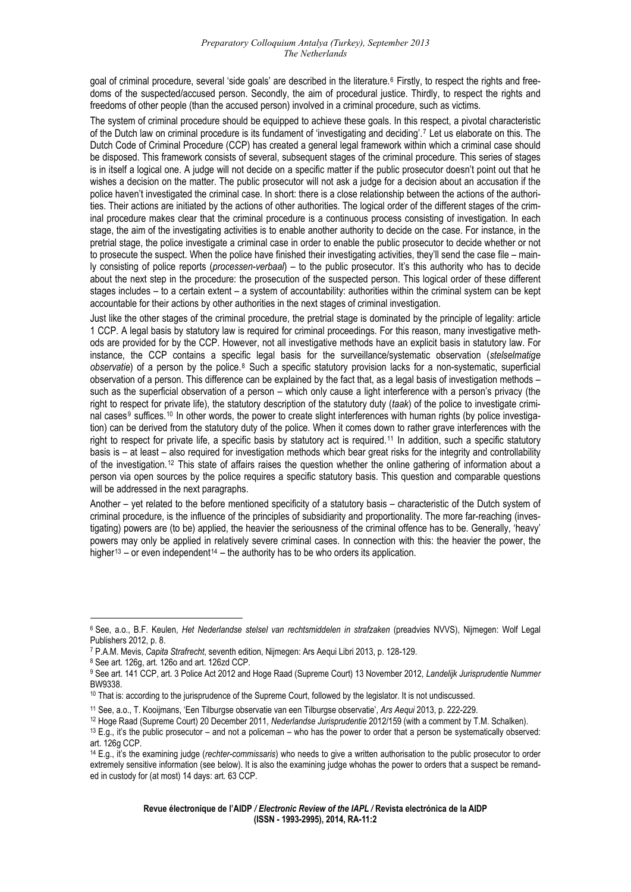goal of criminal procedure, several 'side goals' are described in the literature.[6] Firstly, to respect the rights and freedoms of the suspected/accused person. Secondly, the aim of procedural justice. Thirdly, to respect the rights and freedoms of other people (than the accused person) involved in a criminal procedure, such as victims.

The system of criminal procedure should be equipped to achieve these goals. In this respect, a pivotal characteristic of the Dutch law on criminal procedure is its fundament of 'investigating and deciding'.[7] Let us elaborate on this. The Dutch Code of Criminal Procedure (CCP) has created a general legal framework within which a criminal case should be disposed. This framework consists of several, subsequent stages of the criminal procedure. This series of stages is in itself a logical one. A judge will not decide on a specific matter if the public prosecutor doesn't point out that he wishes a decision on the matter. The public prosecutor will not ask a judge for a decision about an accusation if the police haven't investigated the criminal case. In short: there is a close relationship between the actions of the authorities. Their actions are initiated by the actions of other authorities. The logical order of the different stages of the criminal procedure makes clear that the criminal procedure is a continuous process consisting of investigation. In each stage, the aim of the investigating activities is to enable another authority to decide on the case. For instance, in the pretrial stage, the police investigate a criminal case in order to enable the public prosecutor to decide whether or not to prosecute the suspect. When the police have finished their investigating activities, they'll send the case file – mainly consisting of police reports (*processen-verbaal*) – to the public prosecutor. It's this authority who has to decide about the next step in the procedure: the prosecution of the suspected person. This logical order of these different stages includes – to a certain extent – a system of accountability: authorities within the criminal system can be kept accountable for their actions by other authorities in the next stages of criminal investigation.

Just like the other stages of the criminal procedure, the pretrial stage is dominated by the principle of legality: article 1 CCP. A legal basis by statutory law is required for criminal proceedings. For this reason, many investigative methods are provided for by the CCP. However, not all investigative methods have an explicit basis in statutory law. For instance, the CCP contains a specific legal basis for the surveillance/systematic observation (*stelselmatige observatie*) of a person by the police.[8] Such a specific statutory provision lacks for a non-systematic, superficial observation of a person. This difference can be explained by the fact that, as a legal basis of investigation methods – such as the superficial observation of a person – which only cause a light interference with a person's privacy (the right to respect for private life), the statutory description of the statutory duty (*taak*) of the police to investigate criminal cases[9] suffices.[10] In other words, the power to create slight interferences with human rights (by police investigation) can be derived from the statutory duty of the police. When it comes down to rather grave interferences with the right to respect for private life, a specific basis by statutory act is required.[11] In addition, such a specific statutory basis is – at least – also required for investigation methods which bear great risks for the integrity and controllability of the investigation.[12] This state of affairs raises the question whether the online gathering of information about a person via open sources by the police requires a specific statutory basis. This question and comparable questions will be addressed in the next paragraphs.

Another – yet related to the before mentioned specificity of a statutory basis – characteristic of the Dutch system of criminal procedure, is the influence of the principles of subsidiarity and proportionality. The more far-reaching (investigating) powers are (to be) applied, the heavier the seriousness of the criminal offence has to be. Generally, 'heavy' powers may only be applied in relatively severe criminal cases. In connection with this: the heavier the power, the higher[13] – or even independent[14] – the authority has to be who orders its application.

---

[6] See, a.o., B.F. Keulen, *Het Nederlandse stelsel van rechtsmiddelen in strafzaken* (preadvies NVVS), Nijmegen: Wolf Legal Publishers 2012, p. 8.

[7] P.A.M. Mevis, *Capita Strafrecht*, seventh edition, Nijmegen: Ars Aequi Libri 2013, p. 128-129.

[8] See art. 126g, art. 126o and art. 126zd CCP.

[9] See art. 141 CCP, art. 3 Police Act 2012 and Hoge Raad (Supreme Court) 13 November 2012, *Landelijk Jurisprudentie Nummer* BW9338.

[10] That is: according to the jurisprudence of the Supreme Court, followed by the legislator. It is not undiscussed.

[11] See, a.o., T. Kooijmans, 'Een Tilburgse observatie van een Tilburgse observatie', *Ars Aequi* 2013, p. 222-229.

[12] Hoge Raad (Supreme Court) 20 December 2011, *Nederlandse Jurisprudentie* 2012/159 (with a comment by T.M. Schalken).

[13] E.g., it's the public prosecutor – and not a policeman – who has the power to order that a person be systematically observed: art. 126g CCP.

[14] E.g., it's the examining judge (*rechter-commissaris*) who needs to give a written authorisation to the public prosecutor to order extremely sensitive information (see below). It is also the examining judge whohas the power to orders that a suspect be remanded in custody for (at most) 14 days: art. 63 CCP.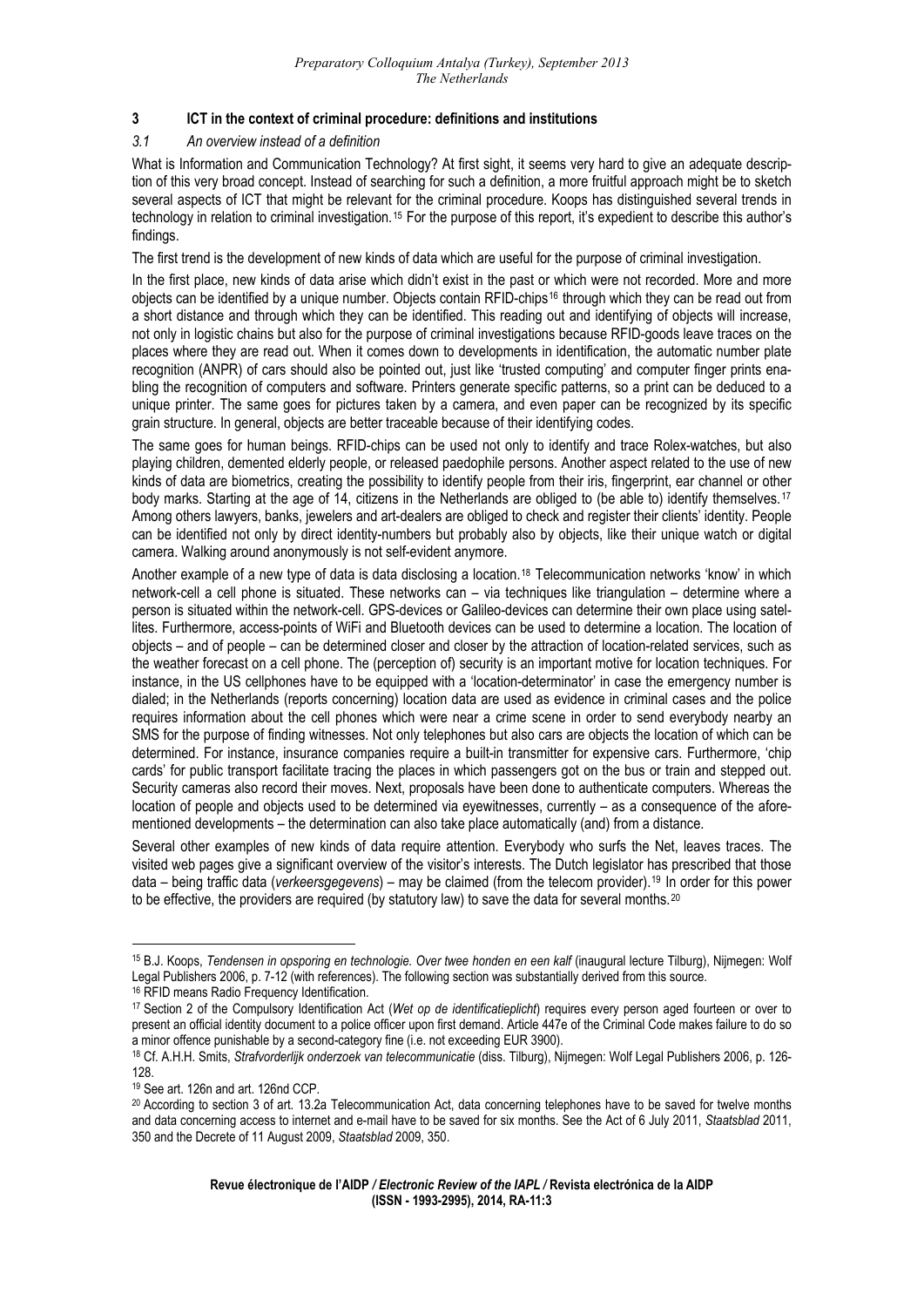## 3 ICT in the context of criminal procedure: definitions and institutions

### *3.1 An overview instead of a definition*

What is Information and Communication Technology? At first sight, it seems very hard to give an adequate description of this very broad concept. Instead of searching for such a definition, a more fruitful approach might be to sketch several aspects of ICT that might be relevant for the criminal procedure. Koops has distinguished several trends in technology in relation to criminal investigation.[15] For the purpose of this report, it's expedient to describe this author's findings.

The first trend is the development of new kinds of data which are useful for the purpose of criminal investigation.

In the first place, new kinds of data arise which didn't exist in the past or which were not recorded. More and more objects can be identified by a unique number. Objects contain RFID-chips[16] through which they can be read out from a short distance and through which they can be identified. This reading out and identifying of objects will increase, not only in logistic chains but also for the purpose of criminal investigations because RFID-goods leave traces on the places where they are read out. When it comes down to developments in identification, the automatic number plate recognition (ANPR) of cars should also be pointed out, just like 'trusted computing' and computer finger prints enabling the recognition of computers and software. Printers generate specific patterns, so a print can be deduced to a unique printer. The same goes for pictures taken by a camera, and even paper can be recognized by its specific grain structure. In general, objects are better traceable because of their identifying codes.

The same goes for human beings. RFID-chips can be used not only to identify and trace Rolex-watches, but also playing children, demented elderly people, or released paedophile persons. Another aspect related to the use of new kinds of data are biometrics, creating the possibility to identify people from their iris, fingerprint, ear channel or other body marks. Starting at the age of 14, citizens in the Netherlands are obliged to (be able to) identify themselves.[17] Among others lawyers, banks, jewelers and art-dealers are obliged to check and register their clients' identity. People can be identified not only by direct identity-numbers but probably also by objects, like their unique watch or digital camera. Walking around anonymously is not self-evident anymore.

Another example of a new type of data is data disclosing a location.[18] Telecommunication networks 'know' in which network-cell a cell phone is situated. These networks can – via techniques like triangulation – determine where a person is situated within the network-cell. GPS-devices or Galileo-devices can determine their own place using satellites. Furthermore, access-points of WiFi and Bluetooth devices can be used to determine a location. The location of objects – and of people – can be determined closer and closer by the attraction of location-related services, such as the weather forecast on a cell phone. The (perception of) security is an important motive for location techniques. For instance, in the US cellphones have to be equipped with a 'location-determinator' in case the emergency number is dialed; in the Netherlands (reports concerning) location data are used as evidence in criminal cases and the police requires information about the cell phones which were near a crime scene in order to send everybody nearby an SMS for the purpose of finding witnesses. Not only telephones but also cars are objects the location of which can be determined. For instance, insurance companies require a built-in transmitter for expensive cars. Furthermore, 'chip cards' for public transport facilitate tracing the places in which passengers got on the bus or train and stepped out. Security cameras also record their moves. Next, proposals have been done to authenticate computers. Whereas the location of people and objects used to be determined via eyewitnesses, currently – as a consequence of the aforementioned developments – the determination can also take place automatically (and) from a distance.

Several other examples of new kinds of data require attention. Everybody who surfs the Net, leaves traces. The visited web pages give a significant overview of the visitor's interests. The Dutch legislator has prescribed that those data – being traffic data (*verkeersgegevens*) – may be claimed (from the telecom provider).[19] In order for this power to be effective, the providers are required (by statutory law) to save the data for several months.[20]

---

[15] B.J. Koops, *Tendensen in opsporing en technologie. Over twee honden en een kalf* (inaugural lecture Tilburg), Nijmegen: Wolf Legal Publishers 2006, p. 7-12 (with references). The following section was substantially derived from this source.

[16] RFID means Radio Frequency Identification.

[17] Section 2 of the Compulsory Identification Act (*Wet op de identificatieplicht*) requires every person aged fourteen or over to present an official identity document to a police officer upon first demand. Article 447e of the Criminal Code makes failure to do so a minor offence punishable by a second-category fine (i.e. not exceeding EUR 3900).

[18] Cf. A.H.H. Smits, *Strafvorderlijk onderzoek van telecommunicatie* (diss. Tilburg), Nijmegen: Wolf Legal Publishers 2006, p. 126-128.

[19] See art. 126n and art. 126nd CCP.

[20] According to section 3 of art. 13.2a Telecommunication Act, data concerning telephones have to be saved for twelve months and data concerning access to internet and e-mail have to be saved for six months. See the Act of 6 July 2011, *Staatsblad* 2011, 350 and the Decrete of 11 August 2009, *Staatsblad* 2009, 350.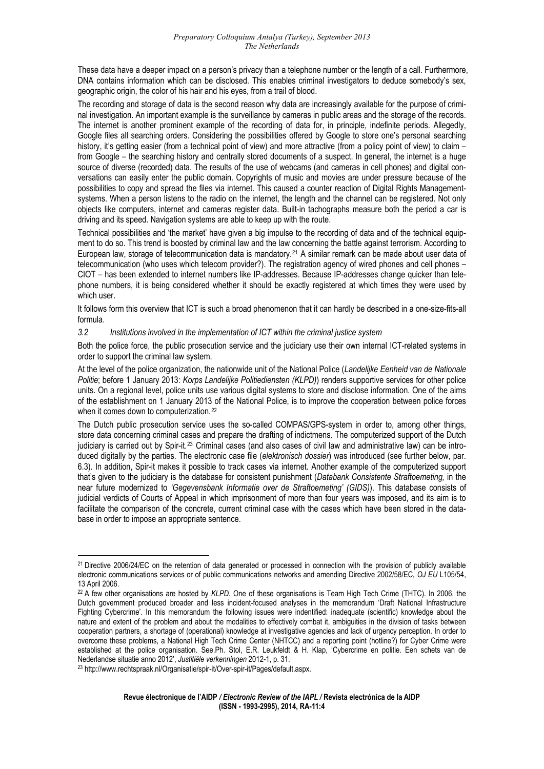These data have a deeper impact on a person's privacy than a telephone number or the length of a call. Furthermore, DNA contains information which can be disclosed. This enables criminal investigators to deduce somebody's sex, geographic origin, the color of his hair and his eyes, from a trail of blood.

The recording and storage of data is the second reason why data are increasingly available for the purpose of criminal investigation. An important example is the surveillance by cameras in public areas and the storage of the records. The internet is another prominent example of the recording of data for, in principle, indefinite periods. Allegedly, Google files all searching orders. Considering the possibilities offered by Google to store one's personal searching history, it's getting easier (from a technical point of view) and more attractive (from a policy point of view) to claim – from Google – the searching history and centrally stored documents of a suspect. In general, the internet is a huge source of diverse (recorded) data. The results of the use of webcams (and cameras in cell phones) and digital conversations can easily enter the public domain. Copyrights of music and movies are under pressure because of the possibilities to copy and spread the files via internet. This caused a counter reaction of Digital Rights Management-systems. When a person listens to the radio on the internet, the length and the channel can be registered. Not only objects like computers, internet and cameras register data. Built-in tachographs measure both the period a car is driving and its speed. Navigation systems are able to keep up with the route.

Technical possibilities and 'the market' have given a big impulse to the recording of data and of the technical equipment to do so. This trend is boosted by criminal law and the law concerning the battle against terrorism. According to European law, storage of telecommunication data is mandatory.[21] A similar remark can be made about user data of telecommunication (who uses which telecom provider?). The registration agency of wired phones and cell phones – CIOT – has been extended to internet numbers like IP-addresses. Because IP-addresses change quicker than telephone numbers, it is being considered whether it should be exactly registered at which times they were used by which user.

It follows form this overview that ICT is such a broad phenomenon that it can hardly be described in a one-size-fits-all formula.

### *3.2 Institutions involved in the implementation of ICT within the criminal justice system*

Both the police force, the public prosecution service and the judiciary use their own internal ICT-related systems in order to support the criminal law system.

At the level of the police organization, the nationwide unit of the National Police (*Landelijke Eenheid van de Nationale Politie*; before 1 January 2013: *Korps Landelijke Politiediensten (KLPD)*) renders supportive services for other police units. On a regional level, police units use various digital systems to store and disclose information. One of the aims of the establishment on 1 January 2013 of the National Police, is to improve the cooperation between police forces when it comes down to computerization.[22]

The Dutch public prosecution service uses the so-called COMPAS/GPS-system in order to, among other things, store data concerning criminal cases and prepare the drafting of indictmens. The computerized support of the Dutch judiciary is carried out by Spir-it.[23] Criminal cases (and also cases of civil law and administrative law) can be introduced digitally by the parties. The electronic case file (*elektronisch dossier*) was introduced (see further below, par. 6.3). In addition, Spir-it makes it possible to track cases via internet. Another example of the computerized support that's given to the judiciary is the database for consistent punishment (*Databank Consistente Straftoemeting,* in the near future modernized to *'Gegevensbank Informatie over de Straftoemeting' (GIDS)*). This database consists of judicial verdicts of Courts of Appeal in which imprisonment of more than four years was imposed, and its aim is to facilitate the comparison of the concrete, current criminal case with the cases which have been stored in the database in order to impose an appropriate sentence.

---

[21] Directive 2006/24/EC on the retention of data generated or processed in connection with the provision of publicly available electronic communications services or of public communications networks and amending Directive 2002/58/EC, *OJ EU* L105/54, 13 April 2006.

[22] A few other organisations are hosted by *KLPD*. One of these organisations is Team High Tech Crime (THTC). In 2006, the Dutch government produced broader and less incident-focused analyses in the memorandum 'Draft National Infrastructure Fighting Cybercrime'. In this memorandum the following issues were indentified: inadequate (scientific) knowledge about the nature and extent of the problem and about the modalities to effectively combat it, ambiguities in the division of tasks between cooperation partners, a shortage of (operational) knowledge at investigative agencies and lack of urgency perception. In order to overcome these problems, a National High Tech Crime Center (NHTCC) and a reporting point (hotline?) for Cyber Crime were established at the police organisation. See.Ph. Stol, E.R. Leukfeldt & H. Klap, 'Cybercrime en politie. Een schets van de Nederlandse situatie anno 2012', *Justitiële verkenningen* 2012-1, p. 31.

[23] http://www.rechtspraak.nl/Organisatie/spir-it/Over-spir-it/Pages/default.aspx.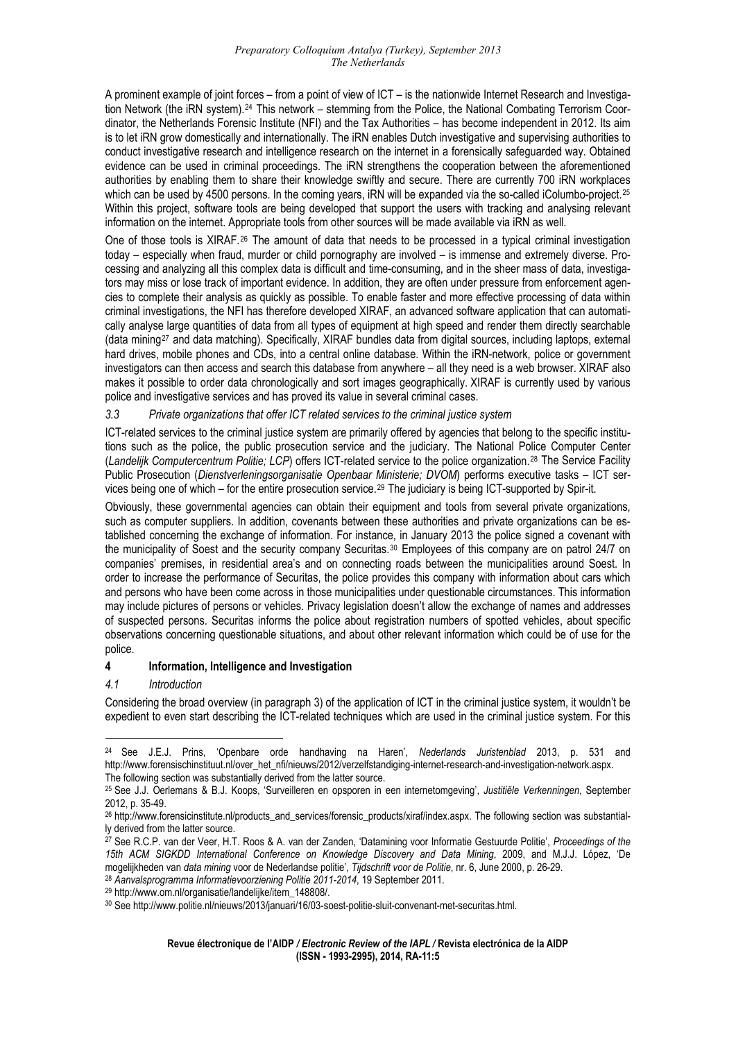A prominent example of joint forces – from a point of view of ICT – is the nationwide Internet Research and Investigation Network (the iRN system).[24] This network – stemming from the Police, the National Combating Terrorism Coordinator, the Netherlands Forensic Institute (NFI) and the Tax Authorities – has become independent in 2012. Its aim is to let iRN grow domestically and internationally. The iRN enables Dutch investigative and supervising authorities to conduct investigative research and intelligence research on the internet in a forensically safeguarded way. Obtained evidence can be used in criminal proceedings. The iRN strengthens the cooperation between the aforementioned authorities by enabling them to share their knowledge swiftly and secure. There are currently 700 iRN workplaces which can be used by 4500 persons. In the coming years, iRN will be expanded via the so-called iColumbo-project.[25] Within this project, software tools are being developed that support the users with tracking and analysing relevant information on the internet. Appropriate tools from other sources will be made available via iRN as well.

One of those tools is XIRAF.[26] The amount of data that needs to be processed in a typical criminal investigation today – especially when fraud, murder or child pornography are involved – is immense and extremely diverse. Processing and analyzing all this complex data is difficult and time-consuming, and in the sheer mass of data, investigators may miss or lose track of important evidence. In addition, they are often under pressure from enforcement agencies to complete their analysis as quickly as possible. To enable faster and more effective processing of data within criminal investigations, the NFI has therefore developed XIRAF, an advanced software application that can automatically analyse large quantities of data from all types of equipment at high speed and render them directly searchable (data mining[27] and data matching). Specifically, XIRAF bundles data from digital sources, including laptops, external hard drives, mobile phones and CDs, into a central online database. Within the iRN-network, police or government investigators can then access and search this database from anywhere – all they need is a web browser. XIRAF also makes it possible to order data chronologically and sort images geographically. XIRAF is currently used by various police and investigative services and has proved its value in several criminal cases.

### *3.3 Private organizations that offer ICT related services to the criminal justice system*

ICT-related services to the criminal justice system are primarily offered by agencies that belong to the specific institutions such as the police, the public prosecution service and the judiciary. The National Police Computer Center (*Landelijk Computercentrum Politie; LCP*) offers ICT-related service to the police organization.[28] The Service Facility Public Prosecution (*Dienstverleningsorganisatie Openbaar Ministerie; DVOM*) performs executive tasks – ICT services being one of which – for the entire prosecution service.[29] The judiciary is being ICT-supported by Spir-it.

Obviously, these governmental agencies can obtain their equipment and tools from several private organizations, such as computer suppliers. In addition, covenants between these authorities and private organizations can be established concerning the exchange of information. For instance, in January 2013 the police signed a covenant with the municipality of Soest and the security company Securitas.[30] Employees of this company are on patrol 24/7 on companies' premises, in residential area's and on connecting roads between the municipalities around Soest. In order to increase the performance of Securitas, the police provides this company with information about cars which and persons who have been come across in those municipalities under questionable circumstances. This information may include pictures of persons or vehicles. Privacy legislation doesn't allow the exchange of names and addresses of suspected persons. Securitas informs the police about registration numbers of spotted vehicles, about specific observations concerning questionable situations, and about other relevant information which could be of use for the police.

## 4 Information, Intelligence and Investigation

### *4.1 Introduction*

Considering the broad overview (in paragraph 3) of the application of ICT in the criminal justice system, it wouldn't be expedient to even start describing the ICT-related techniques which are used in the criminal justice system. For this

---

[24] See J.E.J. Prins, 'Openbare orde handhaving na Haren', *Nederlands Juristenblad* 2013, p. 531 and http://www.forensischinstituut.nl/over_het_nfi/nieuws/2012/verzelfstandiging-internet-research-and-investigation-network.aspx. The following section was substantially derived from the latter source.

[25] See J.J. Oerlemans & B.J. Koops, 'Surveilleren en opsporen in een internetomgeving', *Justitiële Verkenningen*, September 2012, p. 35-49.

[26] http://www.forensicinstitute.nl/products_and_services/forensic_products/xiraf/index.aspx. The following section was substantially derived from the latter source.

[27] See R.C.P. van der Veer, H.T. Roos & A. van der Zanden, 'Datamining voor Informatie Gestuurde Politie', *Proceedings of the 15th ACM SIGKDD International Conference on Knowledge Discovery and Data Mining*, 2009, and M.J.J. López, 'De mogelijkheden van *data mining* voor de Nederlandse politie', *Tijdschrift voor de Politie*, nr. 6, June 2000, p. 26-29.

[28] *Aanvalsprogramma Informatievoorziening Politie 2011-2014*, 19 September 2011.

[29] http://www.om.nl/organisatie/landelijke/item_148808/.

[30] See http://www.politie.nl/nieuws/2013/januari/16/03-soest-politie-sluit-convenant-met-securitas.html.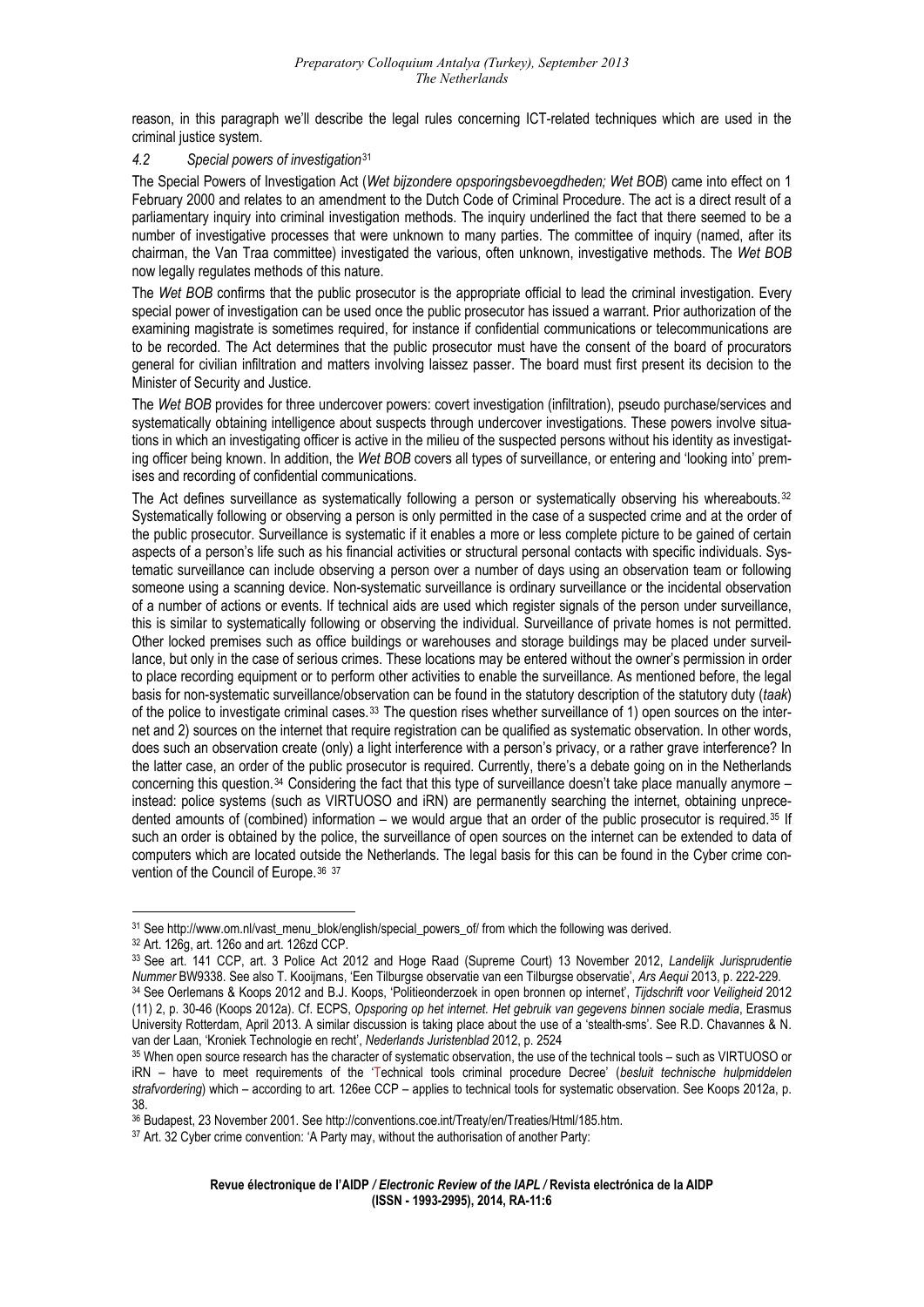reason, in this paragraph we'll describe the legal rules concerning ICT-related techniques which are used in the criminal justice system.

#### *4.2 Special powers of investigation*[31]

The Special Powers of Investigation Act (*Wet bijzondere opsporingsbevoegdheden; Wet BOB*) came into effect on 1 February 2000 and relates to an amendment to the Dutch Code of Criminal Procedure. The act is a direct result of a parliamentary inquiry into criminal investigation methods. The inquiry underlined the fact that there seemed to be a number of investigative processes that were unknown to many parties. The committee of inquiry (named, after its chairman, the Van Traa committee) investigated the various, often unknown, investigative methods. The *Wet BOB* now legally regulates methods of this nature.

The *Wet BOB* confirms that the public prosecutor is the appropriate official to lead the criminal investigation. Every special power of investigation can be used once the public prosecutor has issued a warrant. Prior authorization of the examining magistrate is sometimes required, for instance if confidential communications or telecommunications are to be recorded. The Act determines that the public prosecutor must have the consent of the board of procurators general for civilian infiltration and matters involving laissez passer. The board must first present its decision to the Minister of Security and Justice.

The *Wet BOB* provides for three undercover powers: covert investigation (infiltration), pseudo purchase/services and systematically obtaining intelligence about suspects through undercover investigations. These powers involve situations in which an investigating officer is active in the milieu of the suspected persons without his identity as investigating officer being known. In addition, the *Wet BOB* covers all types of surveillance, or entering and 'looking into' premises and recording of confidential communications.

The Act defines surveillance as systematically following a person or systematically observing his whereabouts.[32] Systematically following or observing a person is only permitted in the case of a suspected crime and at the order of the public prosecutor. Surveillance is systematic if it enables a more or less complete picture to be gained of certain aspects of a person's life such as his financial activities or structural personal contacts with specific individuals. Systematic surveillance can include observing a person over a number of days using an observation team or following someone using a scanning device. Non-systematic surveillance is ordinary surveillance or the incidental observation of a number of actions or events. If technical aids are used which register signals of the person under surveillance, this is similar to systematically following or observing the individual. Surveillance of private homes is not permitted. Other locked premises such as office buildings or warehouses and storage buildings may be placed under surveillance, but only in the case of serious crimes. These locations may be entered without the owner's permission in order to place recording equipment or to perform other activities to enable the surveillance. As mentioned before, the legal basis for non-systematic surveillance/observation can be found in the statutory description of the statutory duty (*taak*) of the police to investigate criminal cases.[33] The question rises whether surveillance of 1) open sources on the internet and 2) sources on the internet that require registration can be qualified as systematic observation. In other words, does such an observation create (only) a light interference with a person's privacy, or a rather grave interference? In the latter case, an order of the public prosecutor is required. Currently, there's a debate going on in the Netherlands concerning this question.[34] Considering the fact that this type of surveillance doesn't take place manually anymore – instead: police systems (such as VIRTUOSO and iRN) are permanently searching the internet, obtaining unprecedented amounts of (combined) information – we would argue that an order of the public prosecutor is required.[35] If such an order is obtained by the police, the surveillance of open sources on the internet can be extended to data of computers which are located outside the Netherlands. The legal basis for this can be found in the Cyber crime convention of the Council of Europe.[36] [37]

---

[31] See http://www.om.nl/vast_menu_blok/english/special_powers_of/ from which the following was derived.

[32] Art. 126g, art. 126o and art. 126zd CCP.

[33] See art. 141 CCP, art. 3 Police Act 2012 and Hoge Raad (Supreme Court) 13 November 2012, *Landelijk Jurisprudentie Nummer* BW9338. See also T. Kooijmans, 'Een Tilburgse observatie van een Tilburgse observatie', *Ars Aequi* 2013, p. 222-229.

[34] See Oerlemans & Koops 2012 and B.J. Koops, 'Politieonderzoek in open bronnen op internet', *Tijdschrift voor Veiligheid* 2012 (11) 2, p. 30-46 (Koops 2012a). Cf. ECPS, *Opsporing op het internet. Het gebruik van gegevens binnen sociale media*, Erasmus University Rotterdam, April 2013. A similar discussion is taking place about the use of a 'stealth-sms'. See R.D. Chavannes & N. van der Laan, 'Kroniek Technologie en recht', *Nederlands Juristenblad* 2012, p. 2524

[35] When open source research has the character of systematic observation, the use of the technical tools – such as VIRTUOSO or iRN – have to meet requirements of the 'Technical tools criminal procedure Decree' (*besluit technische hulpmiddelen strafvordering*) which – according to art. 126ee CCP – applies to technical tools for systematic observation. See Koops 2012a, p. 38.

[36] Budapest, 23 November 2001. See http://conventions.coe.int/Treaty/en/Treaties/Html/185.htm.

[37] Art. 32 Cyber crime convention: 'A Party may, without the authorisation of another Party: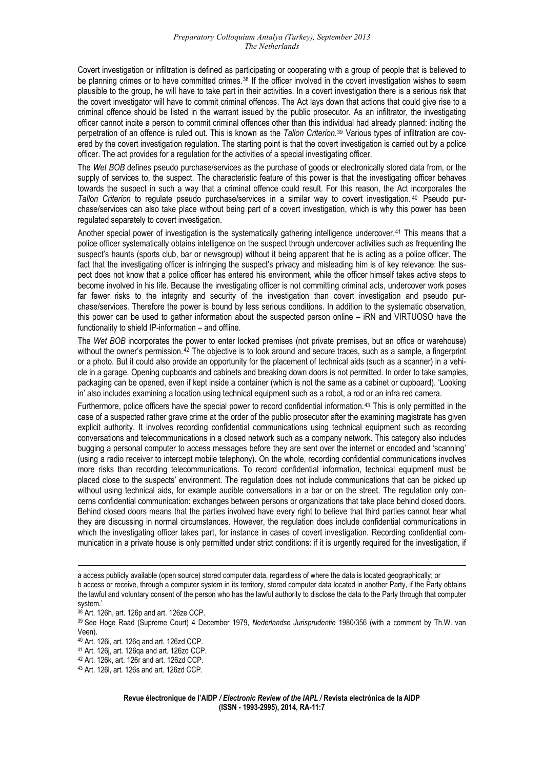Covert investigation or infiltration is defined as participating or cooperating with a group of people that is believed to be planning crimes or to have committed crimes.[38] If the officer involved in the covert investigation wishes to seem plausible to the group, he will have to take part in their activities. In a covert investigation there is a serious risk that the covert investigator will have to commit criminal offences. The Act lays down that actions that could give rise to a criminal offence should be listed in the warrant issued by the public prosecutor. As an infiltrator, the investigating officer cannot incite a person to commit criminal offences other than this individual had already planned: inciting the perpetration of an offence is ruled out. This is known as the *Tallon Criterion*.[39] Various types of infiltration are covered by the covert investigation regulation. The starting point is that the covert investigation is carried out by a police officer. The act provides for a regulation for the activities of a special investigating officer.

The *Wet BOB* defines pseudo purchase/services as the purchase of goods or electronically stored data from, or the supply of services to, the suspect. The characteristic feature of this power is that the investigating officer behaves towards the suspect in such a way that a criminal offence could result. For this reason, the Act incorporates the *Tallon Criterion* to regulate pseudo purchase/services in a similar way to covert investigation.[40] Pseudo purchase/services can also take place without being part of a covert investigation, which is why this power has been regulated separately to covert investigation.

Another special power of investigation is the systematically gathering intelligence undercover.[41] This means that a police officer systematically obtains intelligence on the suspect through undercover activities such as frequenting the suspect's haunts (sports club, bar or newsgroup) without it being apparent that he is acting as a police officer. The fact that the investigating officer is infringing the suspect's privacy and misleading him is of key relevance: the suspect does not know that a police officer has entered his environment, while the officer himself takes active steps to become involved in his life. Because the investigating officer is not committing criminal acts, undercover work poses far fewer risks to the integrity and security of the investigation than covert investigation and pseudo purchase/services. Therefore the power is bound by less serious conditions. In addition to the systematic observation, this power can be used to gather information about the suspected person online – iRN and VIRTUOSO have the functionality to shield IP-information – and offline.

The *Wet BOB* incorporates the power to enter locked premises (not private premises, but an office or warehouse) without the owner's permission.[42] The objective is to look around and secure traces, such as a sample, a fingerprint or a photo. But it could also provide an opportunity for the placement of technical aids (such as a scanner) in a vehicle in a garage. Opening cupboards and cabinets and breaking down doors is not permitted. In order to take samples, packaging can be opened, even if kept inside a container (which is not the same as a cabinet or cupboard). 'Looking in' also includes examining a location using technical equipment such as a robot, a rod or an infra red camera.

Furthermore, police officers have the special power to record confidential information.[43] This is only permitted in the case of a suspected rather grave crime at the order of the public prosecutor after the examining magistrate has given explicit authority. It involves recording confidential communications using technical equipment such as recording conversations and telecommunications in a closed network such as a company network. This category also includes bugging a personal computer to access messages before they are sent over the internet or encoded and 'scanning' (using a radio receiver to intercept mobile telephony). On the whole, recording confidential communications involves more risks than recording telecommunications. To record confidential information, technical equipment must be placed close to the suspects' environment. The regulation does not include communications that can be picked up without using technical aids, for example audible conversations in a bar or on the street. The regulation only concerns confidential communication: exchanges between persons or organizations that take place behind closed doors. Behind closed doors means that the parties involved have every right to believe that third parties cannot hear what they are discussing in normal circumstances. However, the regulation does include confidential communications in which the investigating officer takes part, for instance in cases of covert investigation. Recording confidential communication in a private house is only permitted under strict conditions: if it is urgently required for the investigation, if

---

a access publicly available (open source) stored computer data, regardless of where the data is located geographically; or
b access or receive, through a computer system in its territory, stored computer data located in another Party, if the Party obtains the lawful and voluntary consent of the person who has the lawful authority to disclose the data to the Party through that computer system.'

[38] Art. 126h, art. 126p and art. 126ze CCP.

[39] See Hoge Raad (Supreme Court) 4 December 1979, *Nederlandse Jurisprudentie* 1980/356 (with a comment by Th.W. van Veen).

[40] Art. 126i, art. 126q and art. 126zd CCP.

[41] Art. 126j, art. 126qa and art. 126zd CCP.

[42] Art. 126k, art. 126r and art. 126zd CCP.

[43] Art. 126l, art. 126s and art. 126zd CCP.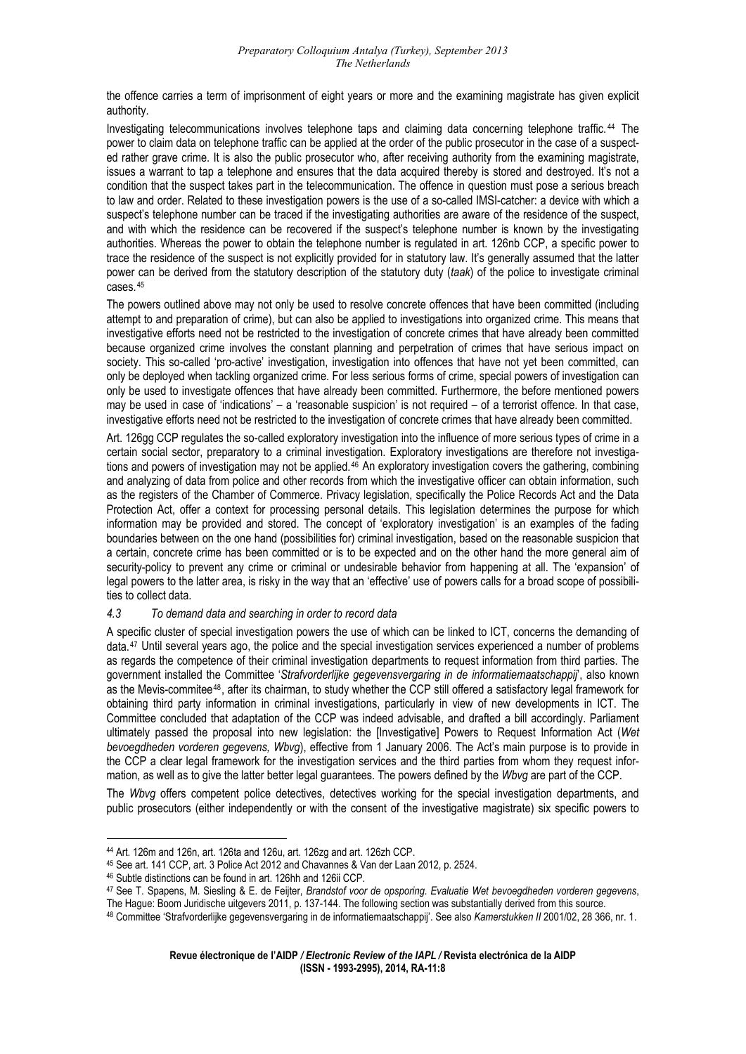the offence carries a term of imprisonment of eight years or more and the examining magistrate has given explicit authority.

Investigating telecommunications involves telephone taps and claiming data concerning telephone traffic.[44] The power to claim data on telephone traffic can be applied at the order of the public prosecutor in the case of a suspected rather grave crime. It is also the public prosecutor who, after receiving authority from the examining magistrate, issues a warrant to tap a telephone and ensures that the data acquired thereby is stored and destroyed. It's not a condition that the suspect takes part in the telecommunication. The offence in question must pose a serious breach to law and order. Related to these investigation powers is the use of a so-called IMSI-catcher: a device with which a suspect's telephone number can be traced if the investigating authorities are aware of the residence of the suspect, and with which the residence can be recovered if the suspect's telephone number is known by the investigating authorities. Whereas the power to obtain the telephone number is regulated in art. 126nb CCP, a specific power to trace the residence of the suspect is not explicitly provided for in statutory law. It's generally assumed that the latter power can be derived from the statutory description of the statutory duty (*taak*) of the police to investigate criminal cases.[45]

The powers outlined above may not only be used to resolve concrete offences that have been committed (including attempt to and preparation of crime), but can also be applied to investigations into organized crime. This means that investigative efforts need not be restricted to the investigation of concrete crimes that have already been committed because organized crime involves the constant planning and perpetration of crimes that have serious impact on society. This so-called 'pro-active' investigation, investigation into offences that have not yet been committed, can only be deployed when tackling organized crime. For less serious forms of crime, special powers of investigation can only be used to investigate offences that have already been committed. Furthermore, the before mentioned powers may be used in case of 'indications' – a 'reasonable suspicion' is not required – of a terrorist offence. In that case, investigative efforts need not be restricted to the investigation of concrete crimes that have already been committed.

Art. 126gg CCP regulates the so-called exploratory investigation into the influence of more serious types of crime in a certain social sector, preparatory to a criminal investigation. Exploratory investigations are therefore not investigations and powers of investigation may not be applied.[46] An exploratory investigation covers the gathering, combining and analyzing of data from police and other records from which the investigative officer can obtain information, such as the registers of the Chamber of Commerce. Privacy legislation, specifically the Police Records Act and the Data Protection Act, offer a context for processing personal details. This legislation determines the purpose for which information may be provided and stored. The concept of 'exploratory investigation' is an examples of the fading boundaries between on the one hand (possibilities for) criminal investigation, based on the reasonable suspicion that a certain, concrete crime has been committed or is to be expected and on the other hand the more general aim of security-policy to prevent any crime or criminal or undesirable behavior from happening at all. The 'expansion' of legal powers to the latter area, is risky in the way that an 'effective' use of powers calls for a broad scope of possibilities to collect data.

### *4.3 To demand data and searching in order to record data*

A specific cluster of special investigation powers the use of which can be linked to ICT, concerns the demanding of data.[47] Until several years ago, the police and the special investigation services experienced a number of problems as regards the competence of their criminal investigation departments to request information from third parties. The government installed the Committee '*Strafvorderlijke gegevensvergaring in de informatiemaatschappij*', also known as the Mevis-commitee[48], after its chairman, to study whether the CCP still offered a satisfactory legal framework for obtaining third party information in criminal investigations, particularly in view of new developments in ICT. The Committee concluded that adaptation of the CCP was indeed advisable, and drafted a bill accordingly. Parliament ultimately passed the proposal into new legislation: the [Investigative] Powers to Request Information Act (*Wet bevoegdheden vorderen gegevens, Wbvg*), effective from 1 January 2006. The Act's main purpose is to provide in the CCP a clear legal framework for the investigation services and the third parties from whom they request information, as well as to give the latter better legal guarantees. The powers defined by the *Wbvg* are part of the CCP.

The *Wbvg* offers competent police detectives, detectives working for the special investigation departments, and public prosecutors (either independently or with the consent of the investigative magistrate) six specific powers to

---

[44] Art. 126m and 126n, art. 126ta and 126u, art. 126zg and art. 126zh CCP.

[45] See art. 141 CCP, art. 3 Police Act 2012 and Chavannes & Van der Laan 2012, p. 2524.

[46] Subtle distinctions can be found in art. 126hh and 126ii CCP.

[47] See T. Spapens, M. Siesling & E. de Feijter, *Brandstof voor de opsporing. Evaluatie Wet bevoegdheden vorderen gegevens*, The Hague: Boom Juridische uitgevers 2011, p. 137-144. The following section was substantially derived from this source.

[48] Committee 'Strafvorderlijke gegevensvergaring in de informatiemaatschappij'. See also *Kamerstukken II* 2001/02, 28 366, nr. 1.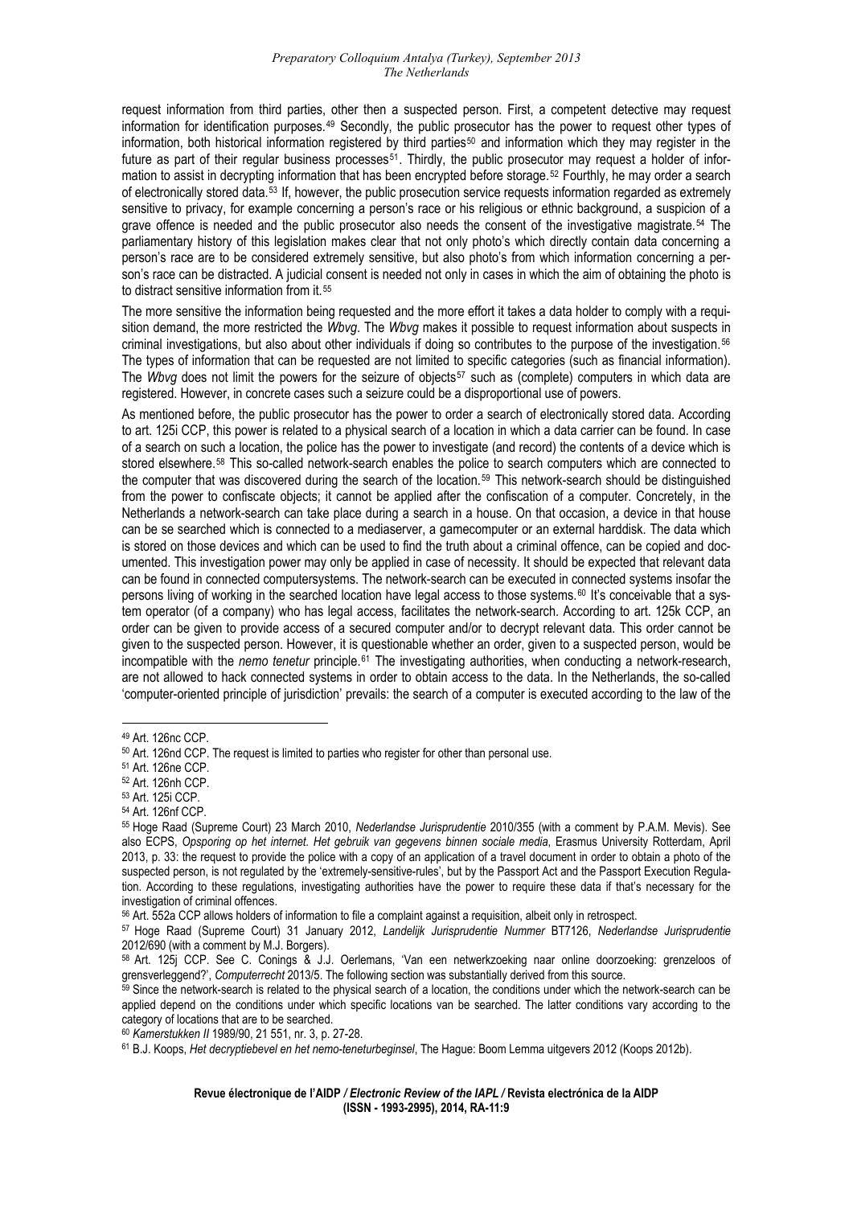request information from third parties, other then a suspected person. First, a competent detective may request information for identification purposes.[49] Secondly, the public prosecutor has the power to request other types of information, both historical information registered by third parties[50] and information which they may register in the future as part of their regular business processes[51]. Thirdly, the public prosecutor may request a holder of information to assist in decrypting information that has been encrypted before storage.[52] Fourthly, he may order a search of electronically stored data.[53] If, however, the public prosecution service requests information regarded as extremely sensitive to privacy, for example concerning a person's race or his religious or ethnic background, a suspicion of a grave offence is needed and the public prosecutor also needs the consent of the investigative magistrate.[54] The parliamentary history of this legislation makes clear that not only photo's which directly contain data concerning a person's race are to be considered extremely sensitive, but also photo's from which information concerning a person's race can be distracted. A judicial consent is needed not only in cases in which the aim of obtaining the photo is to distract sensitive information from it.[55]

The more sensitive the information being requested and the more effort it takes a data holder to comply with a requisition demand, the more restricted the *Wbvg*. The *Wbvg* makes it possible to request information about suspects in criminal investigations, but also about other individuals if doing so contributes to the purpose of the investigation.[56] The types of information that can be requested are not limited to specific categories (such as financial information). The *Wbvg* does not limit the powers for the seizure of objects[57] such as (complete) computers in which data are registered. However, in concrete cases such a seizure could be a disproportional use of powers.

As mentioned before, the public prosecutor has the power to order a search of electronically stored data. According to art. 125i CCP, this power is related to a physical search of a location in which a data carrier can be found. In case of a search on such a location, the police has the power to investigate (and record) the contents of a device which is stored elsewhere.[58] This so-called network-search enables the police to search computers which are connected to the computer that was discovered during the search of the location.[59] This network-search should be distinguished from the power to confiscate objects; it cannot be applied after the confiscation of a computer. Concretely, in the Netherlands a network-search can take place during a search in a house. On that occasion, a device in that house can be se searched which is connected to a mediaserver, a gamecomputer or an external harddisk. The data which is stored on those devices and which can be used to find the truth about a criminal offence, can be copied and documented. This investigation power may only be applied in case of necessity. It should be expected that relevant data can be found in connected computersystems. The network-search can be executed in connected systems insofar the persons living of working in the searched location have legal access to those systems.[60] It's conceivable that a system operator (of a company) who has legal access, facilitates the network-search. According to art. 125k CCP, an order can be given to provide access of a secured computer and/or to decrypt relevant data. This order cannot be given to the suspected person. However, it is questionable whether an order, given to a suspected person, would be incompatible with the *nemo tenetur* principle.[61] The investigating authorities, when conducting a network-research, are not allowed to hack connected systems in order to obtain access to the data. In the Netherlands, the so-called 'computer-oriented principle of jurisdiction' prevails: the search of a computer is executed according to the law of the

---

[49] Art. 126nc CCP.

[50] Art. 126nd CCP. The request is limited to parties who register for other than personal use.

[51] Art. 126ne CCP.

[52] Art. 126nh CCP.

[53] Art. 125i CCP.

[54] Art. 126nf CCP.

[55] Hoge Raad (Supreme Court) 23 March 2010, *Nederlandse Jurisprudentie* 2010/355 (with a comment by P.A.M. Mevis). See also ECPS, *Opsporing op het internet. Het gebruik van gegevens binnen sociale media*, Erasmus University Rotterdam, April 2013, p. 33: the request to provide the police with a copy of an application of a travel document in order to obtain a photo of the suspected person, is not regulated by the 'extremely-sensitive-rules', but by the Passport Act and the Passport Execution Regulation. According to these regulations, investigating authorities have the power to require these data if that's necessary for the investigation of criminal offences.

[56] Art. 552a CCP allows holders of information to file a complaint against a requisition, albeit only in retrospect.

[57] Hoge Raad (Supreme Court) 31 January 2012, *Landelijk Jurisprudentie Nummer* BT7126, *Nederlandse Jurisprudentie* 2012/690 (with a comment by M.J. Borgers).

[58] Art. 125j CCP. See C. Conings & J.J. Oerlemans, 'Van een netwerkzoeking naar online doorzoeking: grenzeloos of grensverleggend?', *Computerrecht* 2013/5. The following section was substantially derived from this source.

[59] Since the network-search is related to the physical search of a location, the conditions under which the network-search can be applied depend on the conditions under which specific locations van be searched. The latter conditions vary according to the category of locations that are to be searched.

[60] *Kamerstukken II* 1989/90, 21 551, nr. 3, p. 27-28.

[61] B.J. Koops, *Het decryptiebevel en het nemo-teneturbeginsel*, The Hague: Boom Lemma uitgevers 2012 (Koops 2012b).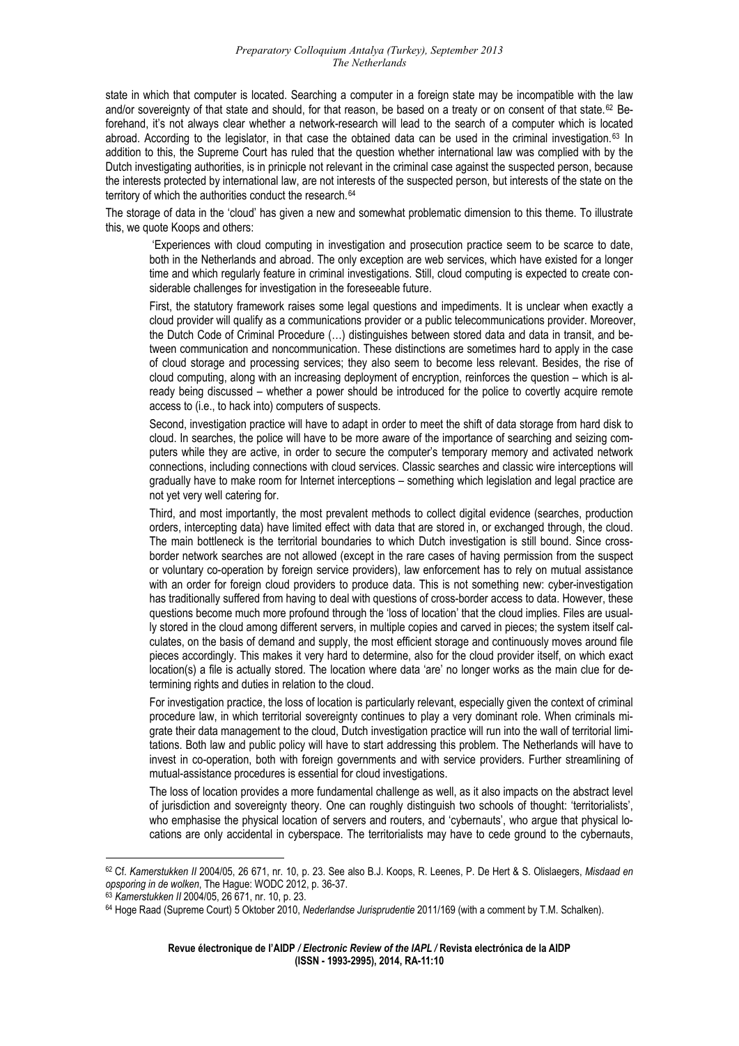state in which that computer is located. Searching a computer in a foreign state may be incompatible with the law and/or sovereignty of that state and should, for that reason, be based on a treaty or on consent of that state.[62] Beforehand, it's not always clear whether a network-research will lead to the search of a computer which is located abroad. According to the legislator, in that case the obtained data can be used in the criminal investigation.[63] In addition to this, the Supreme Court has ruled that the question whether international law was complied with by the Dutch investigating authorities, is in prinicple not relevant in the criminal case against the suspected person, because the interests protected by international law, are not interests of the suspected person, but interests of the state on the territory of which the authorities conduct the research.[64]

The storage of data in the 'cloud' has given a new and somewhat problematic dimension to this theme. To illustrate this, we quote Koops and others:

> 'Experiences with cloud computing in investigation and prosecution practice seem to be scarce to date, both in the Netherlands and abroad. The only exception are web services, which have existed for a longer time and which regularly feature in criminal investigations. Still, cloud computing is expected to create considerable challenges for investigation in the foreseeable future.
>
> First, the statutory framework raises some legal questions and impediments. It is unclear when exactly a cloud provider will qualify as a communications provider or a public telecommunications provider. Moreover, the Dutch Code of Criminal Procedure (…) distinguishes between stored data and data in transit, and between communication and noncommunication. These distinctions are sometimes hard to apply in the case of cloud storage and processing services; they also seem to become less relevant. Besides, the rise of cloud computing, along with an increasing deployment of encryption, reinforces the question – which is already being discussed – whether a power should be introduced for the police to covertly acquire remote access to (i.e., to hack into) computers of suspects.
>
> Second, investigation practice will have to adapt in order to meet the shift of data storage from hard disk to cloud. In searches, the police will have to be more aware of the importance of searching and seizing computers while they are active, in order to secure the computer's temporary memory and activated network connections, including connections with cloud services. Classic searches and classic wire interceptions will gradually have to make room for Internet interceptions – something which legislation and legal practice are not yet very well catering for.
>
> Third, and most importantly, the most prevalent methods to collect digital evidence (searches, production orders, intercepting data) have limited effect with data that are stored in, or exchanged through, the cloud. The main bottleneck is the territorial boundaries to which Dutch investigation is still bound. Since cross-border network searches are not allowed (except in the rare cases of having permission from the suspect or voluntary co-operation by foreign service providers), law enforcement has to rely on mutual assistance with an order for foreign cloud providers to produce data. This is not something new: cyber-investigation has traditionally suffered from having to deal with questions of cross-border access to data. However, these questions become much more profound through the 'loss of location' that the cloud implies. Files are usually stored in the cloud among different servers, in multiple copies and carved in pieces; the system itself calculates, on the basis of demand and supply, the most efficient storage and continuously moves around file pieces accordingly. This makes it very hard to determine, also for the cloud provider itself, on which exact location(s) a file is actually stored. The location where data 'are' no longer works as the main clue for determining rights and duties in relation to the cloud.
>
> For investigation practice, the loss of location is particularly relevant, especially given the context of criminal procedure law, in which territorial sovereignty continues to play a very dominant role. When criminals migrate their data management to the cloud, Dutch investigation practice will run into the wall of territorial limitations. Both law and public policy will have to start addressing this problem. The Netherlands will have to invest in co-operation, both with foreign governments and with service providers. Further streamlining of mutual-assistance procedures is essential for cloud investigations.
>
> The loss of location provides a more fundamental challenge as well, as it also impacts on the abstract level of jurisdiction and sovereignty theory. One can roughly distinguish two schools of thought: 'territorialists', who emphasise the physical location of servers and routers, and 'cybernauts', who argue that physical locations are only accidental in cyberspace. The territorialists may have to cede ground to the cybernauts,

---

[62] Cf. *Kamerstukken II* 2004/05, 26 671, nr. 10, p. 23. See also B.J. Koops, R. Leenes, P. De Hert & S. Olislaegers, *Misdaad en opsporing in de wolken*, The Hague: WODC 2012, p. 36-37.

[63] *Kamerstukken II* 2004/05, 26 671, nr. 10, p. 23.

[64] Hoge Raad (Supreme Court) 5 Oktober 2010, *Nederlandse Jurisprudentie* 2011/169 (with a comment by T.M. Schalken).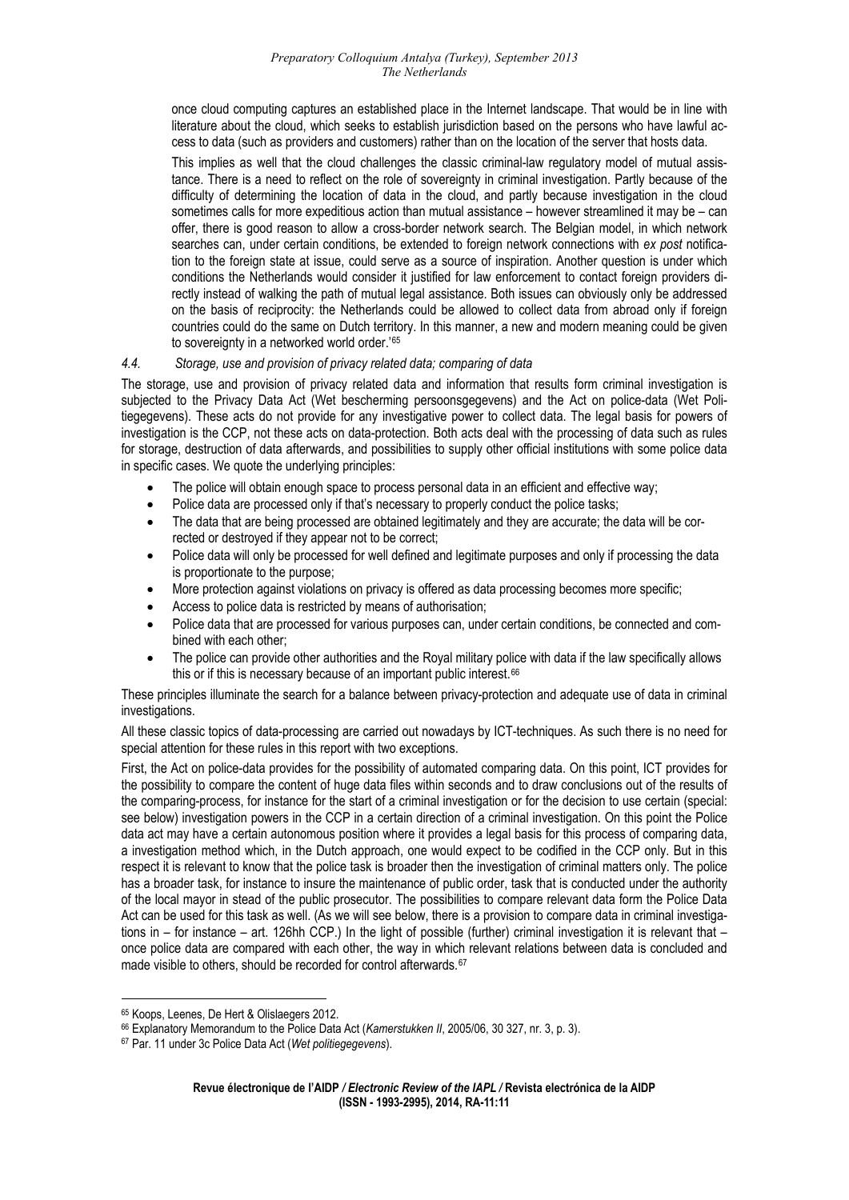once cloud computing captures an established place in the Internet landscape. That would be in line with literature about the cloud, which seeks to establish jurisdiction based on the persons who have lawful access to data (such as providers and customers) rather than on the location of the server that hosts data.

This implies as well that the cloud challenges the classic criminal-law regulatory model of mutual assistance. There is a need to reflect on the role of sovereignty in criminal investigation. Partly because of the difficulty of determining the location of data in the cloud, and partly because investigation in the cloud sometimes calls for more expeditious action than mutual assistance – however streamlined it may be – can offer, there is good reason to allow a cross-border network search. The Belgian model, in which network searches can, under certain conditions, be extended to foreign network connections with *ex post* notification to the foreign state at issue, could serve as a source of inspiration. Another question is under which conditions the Netherlands would consider it justified for law enforcement to contact foreign providers directly instead of walking the path of mutual legal assistance. Both issues can obviously only be addressed on the basis of reciprocity: the Netherlands could be allowed to collect data from abroad only if foreign countries could do the same on Dutch territory. In this manner, a new and modern meaning could be given to sovereignty in a networked world order.'[65]

### *4.4. Storage, use and provision of privacy related data; comparing of data*

The storage, use and provision of privacy related data and information that results form criminal investigation is subjected to the Privacy Data Act (Wet bescherming persoonsgegevens) and the Act on police-data (Wet Politiegegevens). These acts do not provide for any investigative power to collect data. The legal basis for powers of investigation is the CCP, not these acts on data-protection. Both acts deal with the processing of data such as rules for storage, destruction of data afterwards, and possibilities to supply other official institutions with some police data in specific cases. We quote the underlying principles:

- The police will obtain enough space to process personal data in an efficient and effective way;
- Police data are processed only if that's necessary to properly conduct the police tasks;
- The data that are being processed are obtained legitimately and they are accurate; the data will be corrected or destroyed if they appear not to be correct;
- Police data will only be processed for well defined and legitimate purposes and only if processing the data is proportionate to the purpose;
- More protection against violations on privacy is offered as data processing becomes more specific;
- Access to police data is restricted by means of authorisation;
- Police data that are processed for various purposes can, under certain conditions, be connected and combined with each other;
- The police can provide other authorities and the Royal military police with data if the law specifically allows this or if this is necessary because of an important public interest.[66]

These principles illuminate the search for a balance between privacy-protection and adequate use of data in criminal investigations.

All these classic topics of data-processing are carried out nowadays by ICT-techniques. As such there is no need for special attention for these rules in this report with two exceptions.

First, the Act on police-data provides for the possibility of automated comparing data. On this point, ICT provides for the possibility to compare the content of huge data files within seconds and to draw conclusions out of the results of the comparing-process, for instance for the start of a criminal investigation or for the decision to use certain (special: see below) investigation powers in the CCP in a certain direction of a criminal investigation. On this point the Police data act may have a certain autonomous position where it provides a legal basis for this process of comparing data, a investigation method which, in the Dutch approach, one would expect to be codified in the CCP only. But in this respect it is relevant to know that the police task is broader then the investigation of criminal matters only. The police has a broader task, for instance to insure the maintenance of public order, task that is conducted under the authority of the local mayor in stead of the public prosecutor. The possibilities to compare relevant data form the Police Data Act can be used for this task as well. (As we will see below, there is a provision to compare data in criminal investigations in – for instance – art. 126hh CCP.) In the light of possible (further) criminal investigation it is relevant that – once police data are compared with each other, the way in which relevant relations between data is concluded and made visible to others, should be recorded for control afterwards.[67]

---

[65] Koops, Leenes, De Hert & Olislaegers 2012.

[66] Explanatory Memorandum to the Police Data Act (*Kamerstukken II*, 2005/06, 30 327, nr. 3, p. 3).

[67] Par. 11 under 3c Police Data Act (*Wet politiegegevens*).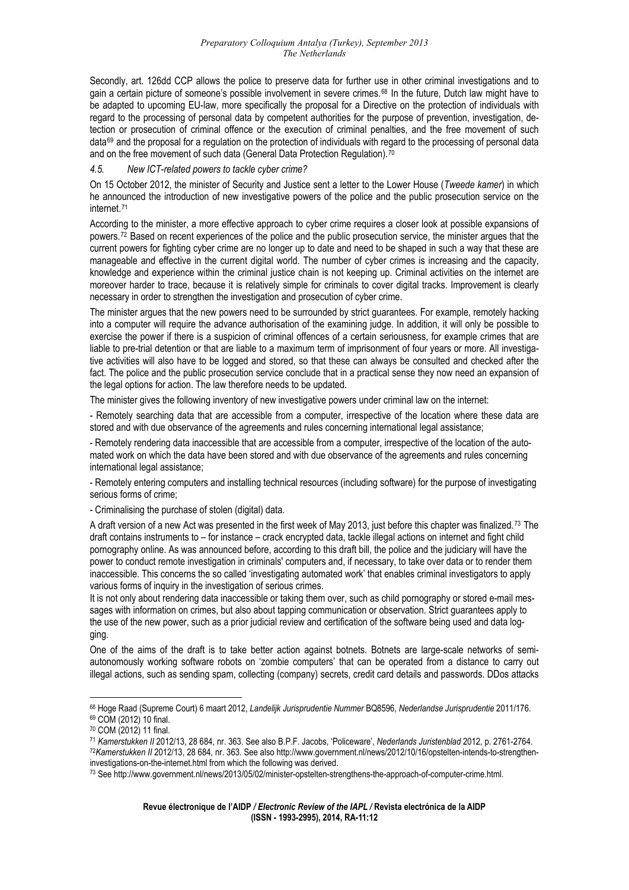Secondly, art. 126dd CCP allows the police to preserve data for further use in other criminal investigations and to gain a certain picture of someone's possible involvement in severe crimes.[68] In the future, Dutch law might have to be adapted to upcoming EU-law, more specifically the proposal for a Directive on the protection of individuals with regard to the processing of personal data by competent authorities for the purpose of prevention, investigation, detection or prosecution of criminal offence or the execution of criminal penalties, and the free movement of such data[69] and the proposal for a regulation on the protection of individuals with regard to the processing of personal data and on the free movement of such data (General Data Protection Regulation).[70]

### *4.5. New ICT-related powers to tackle cyber crime?*

On 15 October 2012, the minister of Security and Justice sent a letter to the Lower House (*Tweede kamer*) in which he announced the introduction of new investigative powers of the police and the public prosecution service on the internet.[71]

According to the minister, a more effective approach to cyber crime requires a closer look at possible expansions of powers.[72] Based on recent experiences of the police and the public prosecution service, the minister argues that the current powers for fighting cyber crime are no longer up to date and need to be shaped in such a way that these are manageable and effective in the current digital world. The number of cyber crimes is increasing and the capacity, knowledge and experience within the criminal justice chain is not keeping up. Criminal activities on the internet are moreover harder to trace, because it is relatively simple for criminals to cover digital tracks. Improvement is clearly necessary in order to strengthen the investigation and prosecution of cyber crime.

The minister argues that the new powers need to be surrounded by strict guarantees. For example, remotely hacking into a computer will require the advance authorisation of the examining judge. In addition, it will only be possible to exercise the power if there is a suspicion of criminal offences of a certain seriousness, for example crimes that are liable to pre-trial detention or that are liable to a maximum term of imprisonment of four years or more. All investigative activities will also have to be logged and stored, so that these can always be consulted and checked after the fact. The police and the public prosecution service conclude that in a practical sense they now need an expansion of the legal options for action. The law therefore needs to be updated.

The minister gives the following inventory of new investigative powers under criminal law on the internet:

- Remotely searching data that are accessible from a computer, irrespective of the location where these data are stored and with due observance of the agreements and rules concerning international legal assistance;

- Remotely rendering data inaccessible that are accessible from a computer, irrespective of the location of the automated work on which the data have been stored and with due observance of the agreements and rules concerning international legal assistance;

- Remotely entering computers and installing technical resources (including software) for the purpose of investigating serious forms of crime;

- Criminalising the purchase of stolen (digital) data.

A draft version of a new Act was presented in the first week of May 2013, just before this chapter was finalized.[73] The draft contains instruments to – for instance – crack encrypted data, tackle illegal actions on internet and fight child pornography online. As was announced before, according to this draft bill, the police and the judiciary will have the power to conduct remote investigation in criminals' computers and, if necessary, to take over data or to render them inaccessible. This concerns the so called 'investigating automated work' that enables criminal investigators to apply various forms of inquiry in the investigation of serious crimes.

It is not only about rendering data inaccessible or taking them over, such as child pornography or stored e-mail messages with information on crimes, but also about tapping communication or observation. Strict guarantees apply to the use of the new power, such as a prior judicial review and certification of the software being used and data logging.

One of the aims of the draft is to take better action against botnets. Botnets are large-scale networks of semi-autonomously working software robots on 'zombie computers' that can be operated from a distance to carry out illegal actions, such as sending spam, collecting (company) secrets, credit card details and passwords. DDos attacks

---

[68] Hoge Raad (Supreme Court) 6 maart 2012, *Landelijk Jurisprudentie Nummer* BQ8596, *Nederlandse Jurisprudentie* 2011/176.

[69] COM (2012) 10 final.

[70] COM (2012) 11 final.

[71] *Kamerstukken II* 2012/13, 28 684, nr. 363. See also B.P.F. Jacobs, 'Policeware', *Nederlands Juristenblad* 2012, p. 2761-2764.

[72] *Kamerstukken II* 2012/13, 28 684, nr. 363. See also http://www.government.nl/news/2012/10/16/opstelten-intends-to-strengthen-investigations-on-the-internet.html from which the following was derived.

[73] See http://www.government.nl/news/2013/05/02/minister-opstelten-strengthens-the-approach-of-computer-crime.html.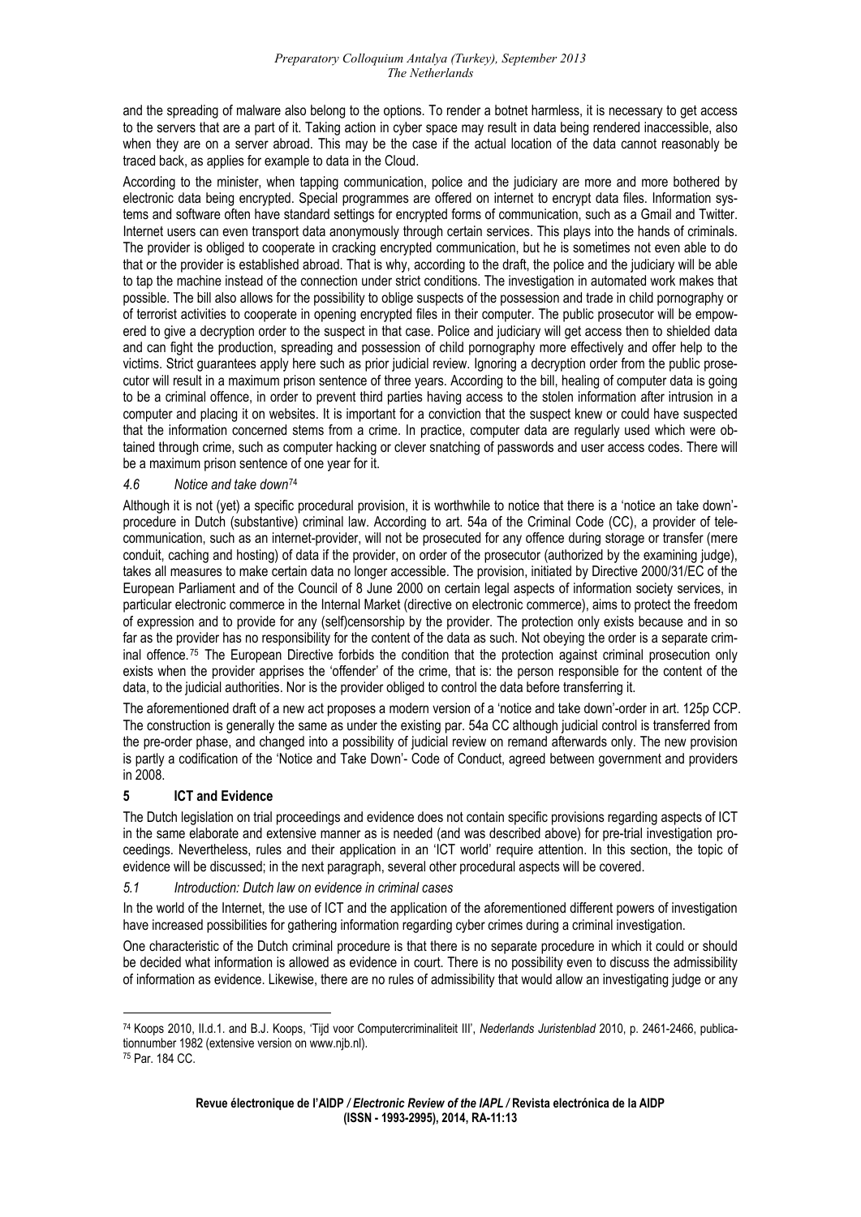and the spreading of malware also belong to the options. To render a botnet harmless, it is necessary to get access to the servers that are a part of it. Taking action in cyber space may result in data being rendered inaccessible, also when they are on a server abroad. This may be the case if the actual location of the data cannot reasonably be traced back, as applies for example to data in the Cloud.

According to the minister, when tapping communication, police and the judiciary are more and more bothered by electronic data being encrypted. Special programmes are offered on internet to encrypt data files. Information systems and software often have standard settings for encrypted forms of communication, such as a Gmail and Twitter. Internet users can even transport data anonymously through certain services. This plays into the hands of criminals. The provider is obliged to cooperate in cracking encrypted communication, but he is sometimes not even able to do that or the provider is established abroad. That is why, according to the draft, the police and the judiciary will be able to tap the machine instead of the connection under strict conditions. The investigation in automated work makes that possible. The bill also allows for the possibility to oblige suspects of the possession and trade in child pornography or of terrorist activities to cooperate in opening encrypted files in their computer. The public prosecutor will be empowered to give a decryption order to the suspect in that case. Police and judiciary will get access then to shielded data and can fight the production, spreading and possession of child pornography more effectively and offer help to the victims. Strict guarantees apply here such as prior judicial review. Ignoring a decryption order from the public prosecutor will result in a maximum prison sentence of three years. According to the bill, healing of computer data is going to be a criminal offence, in order to prevent third parties having access to the stolen information after intrusion in a computer and placing it on websites. It is important for a conviction that the suspect knew or could have suspected that the information concerned stems from a crime. In practice, computer data are regularly used which were obtained through crime, such as computer hacking or clever snatching of passwords and user access codes. There will be a maximum prison sentence of one year for it.

### *4.6 Notice and take down*[74]

Although it is not (yet) a specific procedural provision, it is worthwhile to notice that there is a 'notice an take down'-procedure in Dutch (substantive) criminal law. According to art. 54a of the Criminal Code (CC), a provider of telecommunication, such as an internet-provider, will not be prosecuted for any offence during storage or transfer (mere conduit, caching and hosting) of data if the provider, on order of the prosecutor (authorized by the examining judge), takes all measures to make certain data no longer accessible. The provision, initiated by Directive 2000/31/EC of the European Parliament and of the Council of 8 June 2000 on certain legal aspects of information society services, in particular electronic commerce in the Internal Market (directive on electronic commerce), aims to protect the freedom of expression and to provide for any (self)censorship by the provider. The protection only exists because and in so far as the provider has no responsibility for the content of the data as such. Not obeying the order is a separate criminal offence.[75] The European Directive forbids the condition that the protection against criminal prosecution only exists when the provider apprises the 'offender' of the crime, that is: the person responsible for the content of the data, to the judicial authorities. Nor is the provider obliged to control the data before transferring it.

The aforementioned draft of a new act proposes a modern version of a 'notice and take down'-order in art. 125p CCP. The construction is generally the same as under the existing par. 54a CC although judicial control is transferred from the pre-order phase, and changed into a possibility of judicial review on remand afterwards only. The new provision is partly a codification of the 'Notice and Take Down'- Code of Conduct, agreed between government and providers in 2008.

## 5 ICT and Evidence

The Dutch legislation on trial proceedings and evidence does not contain specific provisions regarding aspects of ICT in the same elaborate and extensive manner as is needed (and was described above) for pre-trial investigation proceedings. Nevertheless, rules and their application in an 'ICT world' require attention. In this section, the topic of evidence will be discussed; in the next paragraph, several other procedural aspects will be covered.

### *5.1 Introduction: Dutch law on evidence in criminal cases*

In the world of the Internet, the use of ICT and the application of the aforementioned different powers of investigation have increased possibilities for gathering information regarding cyber crimes during a criminal investigation.

One characteristic of the Dutch criminal procedure is that there is no separate procedure in which it could or should be decided what information is allowed as evidence in court. There is no possibility even to discuss the admissibility of information as evidence. Likewise, there are no rules of admissibility that would allow an investigating judge or any

---

[74] Koops 2010, II.d.1. and B.J. Koops, 'Tijd voor Computercriminaliteit III', *Nederlands Juristenblad* 2010, p. 2461-2466, publicationnumber 1982 (extensive version on www.njb.nl).

[75] Par. 184 CC.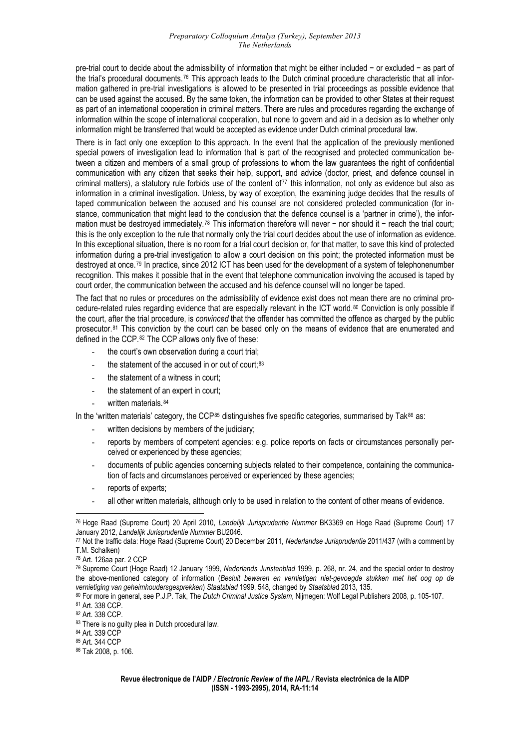pre-trial court to decide about the admissibility of information that might be either included − or excluded − as part of the trial's procedural documents.[76] This approach leads to the Dutch criminal procedure characteristic that all information gathered in pre-trial investigations is allowed to be presented in trial proceedings as possible evidence that can be used against the accused. By the same token, the information can be provided to other States at their request as part of an international cooperation in criminal matters. There are rules and procedures regarding the exchange of information within the scope of international cooperation, but none to govern and aid in a decision as to whether only information might be transferred that would be accepted as evidence under Dutch criminal procedural law.

There is in fact only one exception to this approach. In the event that the application of the previously mentioned special powers of investigation lead to information that is part of the recognised and protected communication between a citizen and members of a small group of professions to whom the law guarantees the right of confidential communication with any citizen that seeks their help, support, and advice (doctor, priest, and defence counsel in criminal matters), a statutory rule forbids use of the content of[77] this information, not only as evidence but also as information in a criminal investigation. Unless, by way of exception, the examining judge decides that the results of taped communication between the accused and his counsel are not considered protected communication (for instance, communication that might lead to the conclusion that the defence counsel is a 'partner in crime'), the information must be destroyed immediately.[78] This information therefore will never − nor should it − reach the trial court; this is the only exception to the rule that normally only the trial court decides about the use of information as evidence. In this exceptional situation, there is no room for a trial court decision or, for that matter, to save this kind of protected information during a pre-trial investigation to allow a court decision on this point; the protected information must be destroyed at once.[79] In practice, since 2012 ICT has been used for the development of a system of telephonenumber recognition. This makes it possible that in the event that telephone communication involving the accused is taped by court order, the communication between the accused and his defence counsel will no longer be taped.

The fact that no rules or procedures on the admissibility of evidence exist does not mean there are no criminal procedure-related rules regarding evidence that are especially relevant in the ICT world.[80] Conviction is only possible if the court, after the trial procedure, is *convinced* that the offender has committed the offence as charged by the public prosecutor.[81] This conviction by the court can be based only on the means of evidence that are enumerated and defined in the CCP.[82] The CCP allows only five of these:

- the court's own observation during a court trial;
- the statement of the accused in or out of court;[83]
- the statement of a witness in court;
- the statement of an expert in court;
- written materials.[84]

In the 'written materials' category, the CCP[85] distinguishes five specific categories, summarised by Tak[86] as:

- written decisions by members of the judiciary;
- reports by members of competent agencies: e.g. police reports on facts or circumstances personally perceived or experienced by these agencies;
- documents of public agencies concerning subjects related to their competence, containing the communication of facts and circumstances perceived or experienced by these agencies;
- reports of experts;
- all other written materials, although only to be used in relation to the content of other means of evidence.

---

[76] Hoge Raad (Supreme Court) 20 April 2010, *Landelijk Jurisprudentie Nummer* BK3369 en Hoge Raad (Supreme Court) 17 January 2012, *Landelijk Jurisprudentie Nummer* BU2046.

[77] Not the traffic data: Hoge Raad (Supreme Court) 20 December 2011, *Nederlandse Jurisprudentie* 2011/437 (with a comment by T.M. Schalken)

[78] Art. 126aa par. 2 CCP

[79] Supreme Court (Hoge Raad) 12 January 1999, *Nederlands Juristenblad* 1999, p. 268, nr. 24, and the special order to destroy the above-mentioned category of information (*Besluit bewaren en vernietigen niet-gevoegde stukken met het oog op de vernietiging van geheimhoudersgesprekken*) *Staatsblad* 1999, 548, changed by *Staatsblad* 2013, 135.

[80] For more in general, see P.J.P. Tak, The *Dutch Criminal Justice System*, Nijmegen: Wolf Legal Publishers 2008, p. 105-107.

[81] Art. 338 CCP.

[82] Art. 338 CCP.

[83] There is no guilty plea in Dutch procedural law.

[84] Art. 339 CCP

[85] Art. 344 CCP

[86] Tak 2008, p. 106.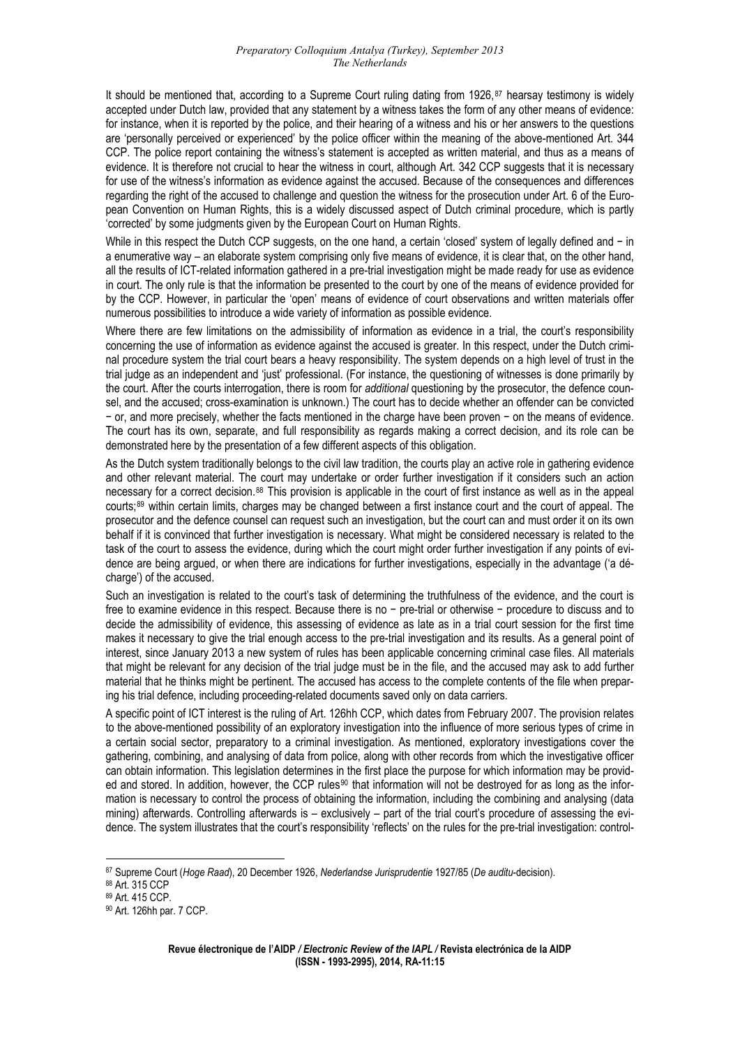It should be mentioned that, according to a Supreme Court ruling dating from 1926,[87] hearsay testimony is widely accepted under Dutch law, provided that any statement by a witness takes the form of any other means of evidence: for instance, when it is reported by the police, and their hearing of a witness and his or her answers to the questions are 'personally perceived or experienced' by the police officer within the meaning of the above-mentioned Art. 344 CCP. The police report containing the witness's statement is accepted as written material, and thus as a means of evidence. It is therefore not crucial to hear the witness in court, although Art. 342 CCP suggests that it is necessary for use of the witness's information as evidence against the accused. Because of the consequences and differences regarding the right of the accused to challenge and question the witness for the prosecution under Art. 6 of the European Convention on Human Rights, this is a widely discussed aspect of Dutch criminal procedure, which is partly 'corrected' by some judgments given by the European Court on Human Rights.

While in this respect the Dutch CCP suggests, on the one hand, a certain 'closed' system of legally defined and − in a enumerative way – an elaborate system comprising only five means of evidence, it is clear that, on the other hand, all the results of ICT-related information gathered in a pre-trial investigation might be made ready for use as evidence in court. The only rule is that the information be presented to the court by one of the means of evidence provided for by the CCP. However, in particular the 'open' means of evidence of court observations and written materials offer numerous possibilities to introduce a wide variety of information as possible evidence.

Where there are few limitations on the admissibility of information as evidence in a trial, the court's responsibility concerning the use of information as evidence against the accused is greater. In this respect, under the Dutch criminal procedure system the trial court bears a heavy responsibility. The system depends on a high level of trust in the trial judge as an independent and 'just' professional. (For instance, the questioning of witnesses is done primarily by the court. After the courts interrogation, there is room for *additional* questioning by the prosecutor, the defence counsel, and the accused; cross-examination is unknown.) The court has to decide whether an offender can be convicted − or, and more precisely, whether the facts mentioned in the charge have been proven − on the means of evidence. The court has its own, separate, and full responsibility as regards making a correct decision, and its role can be demonstrated here by the presentation of a few different aspects of this obligation.

As the Dutch system traditionally belongs to the civil law tradition, the courts play an active role in gathering evidence and other relevant material. The court may undertake or order further investigation if it considers such an action necessary for a correct decision.[88] This provision is applicable in the court of first instance as well as in the appeal courts;[89] within certain limits, charges may be changed between a first instance court and the court of appeal. The prosecutor and the defence counsel can request such an investigation, but the court can and must order it on its own behalf if it is convinced that further investigation is necessary. What might be considered necessary is related to the task of the court to assess the evidence, during which the court might order further investigation if any points of evidence are being argued, or when there are indications for further investigations, especially in the advantage ('à décharge') of the accused.

Such an investigation is related to the court's task of determining the truthfulness of the evidence, and the court is free to examine evidence in this respect. Because there is no − pre-trial or otherwise − procedure to discuss and to decide the admissibility of evidence, this assessing of evidence as late as in a trial court session for the first time makes it necessary to give the trial enough access to the pre-trial investigation and its results. As a general point of interest, since January 2013 a new system of rules has been applicable concerning criminal case files. All materials that might be relevant for any decision of the trial judge must be in the file, and the accused may ask to add further material that he thinks might be pertinent. The accused has access to the complete contents of the file when preparing his trial defence, including proceeding-related documents saved only on data carriers.

A specific point of ICT interest is the ruling of Art. 126hh CCP, which dates from February 2007. The provision relates to the above-mentioned possibility of an exploratory investigation into the influence of more serious types of crime in a certain social sector, preparatory to a criminal investigation. As mentioned, exploratory investigations cover the gathering, combining, and analysing of data from police, along with other records from which the investigative officer can obtain information. This legislation determines in the first place the purpose for which information may be provided and stored. In addition, however, the CCP rules[90] that information will not be destroyed for as long as the information is necessary to control the process of obtaining the information, including the combining and analysing (data mining) afterwards. Controlling afterwards is – exclusively – part of the trial court's procedure of assessing the evidence. The system illustrates that the court's responsibility 'reflects' on the rules for the pre-trial investigation: control-

---

[87] Supreme Court (*Hoge Raad*), 20 December 1926, *Nederlandse Jurisprudentie* 1927/85 (*De auditu*-decision).

[88] Art. 315 CCP

[89] Art. 415 CCP.

[90] Art. 126hh par. 7 CCP.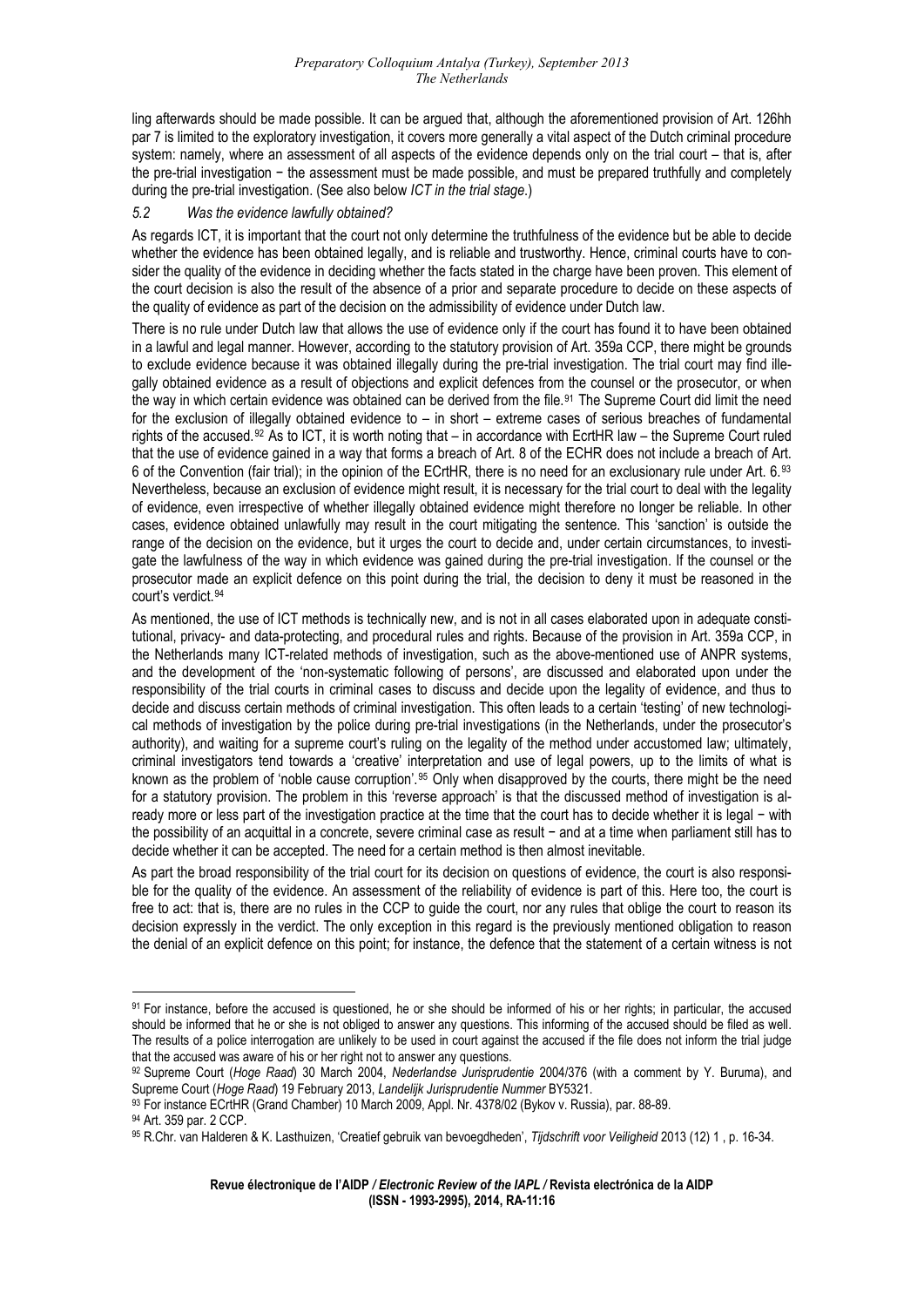ling afterwards should be made possible. It can be argued that, although the aforementioned provision of Art. 126hh par 7 is limited to the exploratory investigation, it covers more generally a vital aspect of the Dutch criminal procedure system: namely, where an assessment of all aspects of the evidence depends only on the trial court – that is, after the pre-trial investigation − the assessment must be made possible, and must be prepared truthfully and completely during the pre-trial investigation. (See also below *ICT in the trial stage.*)

### *5.2 Was the evidence lawfully obtained?*

As regards ICT, it is important that the court not only determine the truthfulness of the evidence but be able to decide whether the evidence has been obtained legally, and is reliable and trustworthy. Hence, criminal courts have to consider the quality of the evidence in deciding whether the facts stated in the charge have been proven. This element of the court decision is also the result of the absence of a prior and separate procedure to decide on these aspects of the quality of evidence as part of the decision on the admissibility of evidence under Dutch law.

There is no rule under Dutch law that allows the use of evidence only if the court has found it to have been obtained in a lawful and legal manner. However, according to the statutory provision of Art. 359a CCP, there might be grounds to exclude evidence because it was obtained illegally during the pre-trial investigation. The trial court may find illegally obtained evidence as a result of objections and explicit defences from the counsel or the prosecutor, or when the way in which certain evidence was obtained can be derived from the file.[91] The Supreme Court did limit the need for the exclusion of illegally obtained evidence to – in short – extreme cases of serious breaches of fundamental rights of the accused.[92] As to ICT, it is worth noting that – in accordance with EcrtHR law – the Supreme Court ruled that the use of evidence gained in a way that forms a breach of Art. 8 of the ECHR does not include a breach of Art. 6 of the Convention (fair trial); in the opinion of the ECrtHR, there is no need for an exclusionary rule under Art. 6.[93] Nevertheless, because an exclusion of evidence might result, it is necessary for the trial court to deal with the legality of evidence, even irrespective of whether illegally obtained evidence might therefore no longer be reliable. In other cases, evidence obtained unlawfully may result in the court mitigating the sentence. This 'sanction' is outside the range of the decision on the evidence, but it urges the court to decide and, under certain circumstances, to investigate the lawfulness of the way in which evidence was gained during the pre-trial investigation. If the counsel or the prosecutor made an explicit defence on this point during the trial, the decision to deny it must be reasoned in the court's verdict.[94]

As mentioned, the use of ICT methods is technically new, and is not in all cases elaborated upon in adequate constitutional, privacy- and data-protecting, and procedural rules and rights. Because of the provision in Art. 359a CCP, in the Netherlands many ICT-related methods of investigation, such as the above-mentioned use of ANPR systems, and the development of the 'non-systematic following of persons', are discussed and elaborated upon under the responsibility of the trial courts in criminal cases to discuss and decide upon the legality of evidence, and thus to decide and discuss certain methods of criminal investigation. This often leads to a certain 'testing' of new technological methods of investigation by the police during pre-trial investigations (in the Netherlands, under the prosecutor's authority), and waiting for a supreme court's ruling on the legality of the method under accustomed law; ultimately, criminal investigators tend towards a 'creative' interpretation and use of legal powers, up to the limits of what is known as the problem of 'noble cause corruption'.[95] Only when disapproved by the courts, there might be the need for a statutory provision. The problem in this 'reverse approach' is that the discussed method of investigation is already more or less part of the investigation practice at the time that the court has to decide whether it is legal − with the possibility of an acquittal in a concrete, severe criminal case as result − and at a time when parliament still has to decide whether it can be accepted. The need for a certain method is then almost inevitable.

As part the broad responsibility of the trial court for its decision on questions of evidence, the court is also responsible for the quality of the evidence. An assessment of the reliability of evidence is part of this. Here too, the court is free to act: that is, there are no rules in the CCP to guide the court, nor any rules that oblige the court to reason its decision expressly in the verdict. The only exception in this regard is the previously mentioned obligation to reason the denial of an explicit defence on this point; for instance, the defence that the statement of a certain witness is not

---

[91] For instance, before the accused is questioned, he or she should be informed of his or her rights; in particular, the accused should be informed that he or she is not obliged to answer any questions. This informing of the accused should be filed as well. The results of a police interrogation are unlikely to be used in court against the accused if the file does not inform the trial judge that the accused was aware of his or her right not to answer any questions.

[92] Supreme Court (*Hoge Raad*) 30 March 2004, *Nederlandse Jurisprudentie* 2004/376 (with a comment by Y. Buruma), and Supreme Court (*Hoge Raad*) 19 February 2013, *Landelijk Jurisprudentie Nummer* BY5321.

[93] For instance ECrtHR (Grand Chamber) 10 March 2009, Appl. Nr. 4378/02 (Bykov v. Russia), par. 88-89.

[94] Art. 359 par. 2 CCP.

[95] R.Chr. van Halderen & K. Lasthuizen, 'Creatief gebruik van bevoegdheden', *Tijdschrift voor Veiligheid* 2013 (12) 1 , p. 16-34.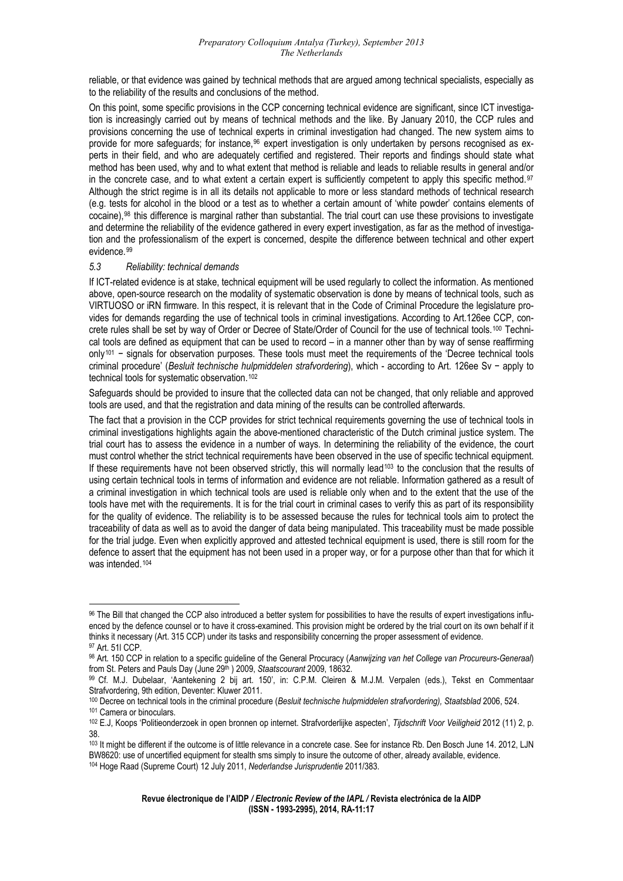reliable, or that evidence was gained by technical methods that are argued among technical specialists, especially as to the reliability of the results and conclusions of the method.

On this point, some specific provisions in the CCP concerning technical evidence are significant, since ICT investigation is increasingly carried out by means of technical methods and the like. By January 2010, the CCP rules and provisions concerning the use of technical experts in criminal investigation had changed. The new system aims to provide for more safeguards; for instance,[96] expert investigation is only undertaken by persons recognised as experts in their field, and who are adequately certified and registered. Their reports and findings should state what method has been used, why and to what extent that method is reliable and leads to reliable results in general and/or in the concrete case, and to what extent a certain expert is sufficiently competent to apply this specific method.[97] Although the strict regime is in all its details not applicable to more or less standard methods of technical research (e.g. tests for alcohol in the blood or a test as to whether a certain amount of 'white powder' contains elements of cocaine),[98] this difference is marginal rather than substantial. The trial court can use these provisions to investigate and determine the reliability of the evidence gathered in every expert investigation, as far as the method of investigation and the professionalism of the expert is concerned, despite the difference between technical and other expert evidence.[99]

### *5.3 Reliability: technical demands*

If ICT-related evidence is at stake, technical equipment will be used regularly to collect the information. As mentioned above, open-source research on the modality of systematic observation is done by means of technical tools, such as VIRTUOSO or iRN firmware. In this respect, it is relevant that in the Code of Criminal Procedure the legislature provides for demands regarding the use of technical tools in criminal investigations. According to Art.126ee CCP, concrete rules shall be set by way of Order or Decree of State/Order of Council for the use of technical tools.[100] Technical tools are defined as equipment that can be used to record – in a manner other than by way of sense reaffirming only[101] − signals for observation purposes. These tools must meet the requirements of the 'Decree technical tools criminal procedure' (*Besluit technische hulpmiddelen strafvordering*), which - according to Art. 126ee Sv − apply to technical tools for systematic observation.[102]

Safeguards should be provided to insure that the collected data can not be changed, that only reliable and approved tools are used, and that the registration and data mining of the results can be controlled afterwards.

The fact that a provision in the CCP provides for strict technical requirements governing the use of technical tools in criminal investigations highlights again the above-mentioned characteristic of the Dutch criminal justice system. The trial court has to assess the evidence in a number of ways. In determining the reliability of the evidence, the court must control whether the strict technical requirements have been observed in the use of specific technical equipment. If these requirements have not been observed strictly, this will normally lead[103] to the conclusion that the results of using certain technical tools in terms of information and evidence are not reliable. Information gathered as a result of a criminal investigation in which technical tools are used is reliable only when and to the extent that the use of the tools have met with the requirements. It is for the trial court in criminal cases to verify this as part of its responsibility for the quality of evidence. The reliability is to be assessed because the rules for technical tools aim to protect the traceability of data as well as to avoid the danger of data being manipulated. This traceability must be made possible for the trial judge. Even when explicitly approved and attested technical equipment is used, there is still room for the defence to assert that the equipment has not been used in a proper way, or for a purpose other than that for which it was intended.[104]

---

[96] The Bill that changed the CCP also introduced a better system for possibilities to have the results of expert investigations influenced by the defence counsel or to have it cross-examined. This provision might be ordered by the trial court on its own behalf if it thinks it necessary (Art. 315 CCP) under its tasks and responsibility concerning the proper assessment of evidence.

[97] Art. 51l CCP.

[98] Art. 150 CCP in relation to a specific guideline of the General Procuracy (*Aanwijzing van het College van Procureurs-Generaal*) from St. Peters and Pauls Day (June 29th ) 2009, *Staatscourant* 2009, 18632.

[99] Cf. M.J. Dubelaar, 'Aantekening 2 bij art. 150', in: C.P.M. Cleiren & M.J.M. Verpalen (eds.), Tekst en Commentaar Strafvordering, 9th edition, Deventer: Kluwer 2011.

[100] Decree on technical tools in the criminal procedure (*Besluit technische hulpmiddelen strafvordering), Staatsblad* 2006, 524.

[101] Camera or binoculars.

[102] E.J, Koops 'Politieonderzoek in open bronnen op internet. Strafvorderlijke aspecten', *Tijdschrift Voor Veiligheid* 2012 (11) 2, p. 38.

[103] It might be different if the outcome is of little relevance in a concrete case. See for instance Rb. Den Bosch June 14. 2012, LJN BW8620: use of uncertified equipment for stealth sms simply to insure the outcome of other, already available, evidence.

[104] Hoge Raad (Supreme Court) 12 July 2011, *Nederlandse Jurisprudentie* 2011/383.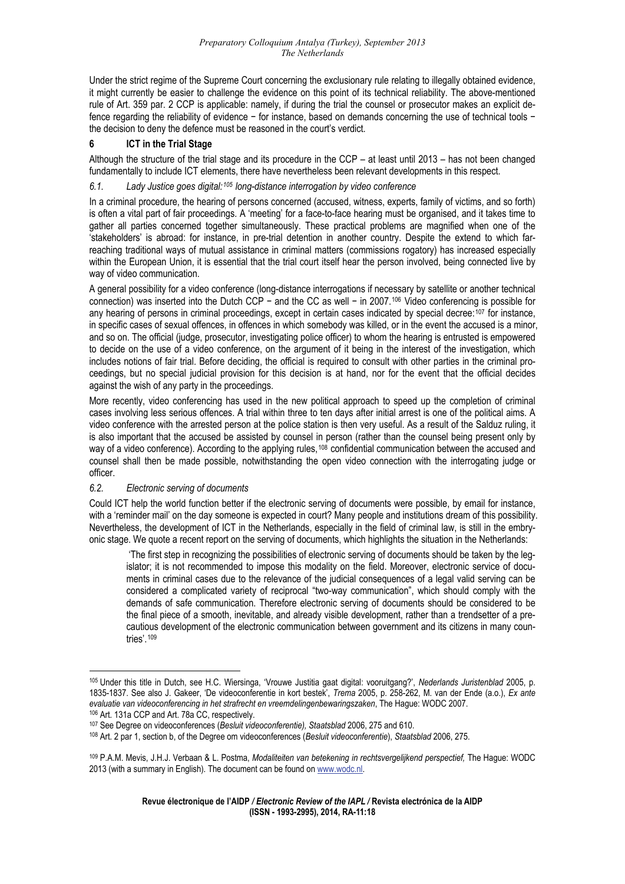Under the strict regime of the Supreme Court concerning the exclusionary rule relating to illegally obtained evidence, it might currently be easier to challenge the evidence on this point of its technical reliability. The above-mentioned rule of Art. 359 par. 2 CCP is applicable: namely, if during the trial the counsel or prosecutor makes an explicit defence regarding the reliability of evidence − for instance, based on demands concerning the use of technical tools − the decision to deny the defence must be reasoned in the court's verdict.

## 6 ICT in the Trial Stage

Although the structure of the trial stage and its procedure in the CCP – at least until 2013 – has not been changed fundamentally to include ICT elements, there have nevertheless been relevant developments in this respect.

### *6.1. Lady Justice goes digital:[105] long-distance interrogation by video conference*

In a criminal procedure, the hearing of persons concerned (accused, witness, experts, family of victims, and so forth) is often a vital part of fair proceedings. A 'meeting' for a face-to-face hearing must be organised, and it takes time to gather all parties concerned together simultaneously. These practical problems are magnified when one of the 'stakeholders' is abroad: for instance, in pre-trial detention in another country. Despite the extend to which far-reaching traditional ways of mutual assistance in criminal matters (commissions rogatory) has increased especially within the European Union, it is essential that the trial court itself hear the person involved, being connected live by way of video communication.

A general possibility for a video conference (long-distance interrogations if necessary by satellite or another technical connection) was inserted into the Dutch CCP − and the CC as well − in 2007.[106] Video conferencing is possible for any hearing of persons in criminal proceedings, except in certain cases indicated by special decree:[107] for instance, in specific cases of sexual offences, in offences in which somebody was killed, or in the event the accused is a minor, and so on. The official (judge, prosecutor, investigating police officer) to whom the hearing is entrusted is empowered to decide on the use of a video conference, on the argument of it being in the interest of the investigation, which includes notions of fair trial. Before deciding, the official is required to consult with other parties in the criminal proceedings, but no special judicial provision for this decision is at hand, nor for the event that the official decides against the wish of any party in the proceedings.

More recently, video conferencing has used in the new political approach to speed up the completion of criminal cases involving less serious offences. A trial within three to ten days after initial arrest is one of the political aims. A video conference with the arrested person at the police station is then very useful. As a result of the Salduz ruling, it is also important that the accused be assisted by counsel in person (rather than the counsel being present only by way of a video conference). According to the applying rules,[108] confidential communication between the accused and counsel shall then be made possible, notwithstanding the open video connection with the interrogating judge or officer.

### *6.2. Electronic serving of documents*

Could ICT help the world function better if the electronic serving of documents were possible, by email for instance, with a 'reminder mail' on the day someone is expected in court? Many people and institutions dream of this possibility. Nevertheless, the development of ICT in the Netherlands, especially in the field of criminal law, is still in the embryonic stage. We quote a recent report on the serving of documents, which highlights the situation in the Netherlands:

> 'The first step in recognizing the possibilities of electronic serving of documents should be taken by the legislator; it is not recommended to impose this modality on the field. Moreover, electronic service of documents in criminal cases due to the relevance of the judicial consequences of a legal valid serving can be considered a complicated variety of reciprocal "two-way communication", which should comply with the demands of safe communication. Therefore electronic serving of documents should be considered to be the final piece of a smooth, inevitable, and already visible development, rather than a trendsetter of a precautious development of the electronic communication between government and its citizens in many countries'.[109]

---

[105] Under this title in Dutch, see H.C. Wiersinga, 'Vrouwe Justitia gaat digital: vooruitgang?', *Nederlands Juristenblad* 2005, p. 1835-1837. See also J. Gakeer, 'De videoconferentie in kort bestek', *Trema* 2005, p. 258-262, M. van der Ende (a.o.), *Ex ante evaluatie van videoconferencing in het strafrecht en vreemdelingenbewaringszaken*, The Hague: WODC 2007.

[106] Art. 131a CCP and Art. 78a CC, respectively.

[107] See Degree on videoconferences (*Besluit videoconferentie), Staatsblad* 2006, 275 and 610.

[108] Art. 2 par 1, section b, of the Degree om videoconferences (*Besluit videoconferentie*), *Staatsblad* 2006, 275.

[109] P.A.M. Mevis, J.H.J. Verbaan & L. Postma, *Modaliteiten van betekening in rechtsvergelijkend perspectief,* The Hague: WODC 2013 (with a summary in English). The document can be found on www.wodc.nl.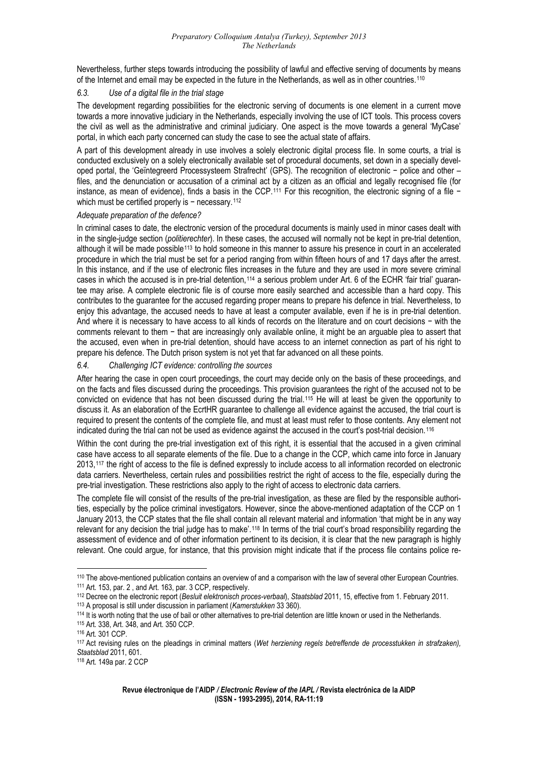Nevertheless, further steps towards introducing the possibility of lawful and effective serving of documents by means of the Internet and email may be expected in the future in the Netherlands, as well as in other countries.[110]

### *6.3. Use of a digital file in the trial stage*

The development regarding possibilities for the electronic serving of documents is one element in a current move towards a more innovative judiciary in the Netherlands, especially involving the use of ICT tools. This process covers the civil as well as the administrative and criminal judiciary. One aspect is the move towards a general 'MyCase' portal, in which each party concerned can study the case to see the actual state of affairs.

A part of this development already in use involves a solely electronic digital process file. In some courts, a trial is conducted exclusively on a solely electronically available set of procedural documents, set down in a specially developed portal, the 'Geïntegreerd Processysteem Strafrecht' (GPS). The recognition of electronic − police and other – files, and the denunciation or accusation of a criminal act by a citizen as an official and legally recognised file (for instance, as mean of evidence), finds a basis in the CCP.[111] For this recognition, the electronic signing of a file − which must be certified properly is − necessary.[112]

*Adequate preparation of the defence?*

In criminal cases to date, the electronic version of the procedural documents is mainly used in minor cases dealt with in the single-judge section (*politierechter*). In these cases, the accused will normally not be kept in pre-trial detention, although it will be made possible[113] to hold someone in this manner to assure his presence in court in an accelerated procedure in which the trial must be set for a period ranging from within fifteen hours of and 17 days after the arrest. In this instance, and if the use of electronic files increases in the future and they are used in more severe criminal cases in which the accused is in pre-trial detention,[114] a serious problem under Art. 6 of the ECHR 'fair trial' guarantee may arise. A complete electronic file is of course more easily searched and accessible than a hard copy. This contributes to the guarantee for the accused regarding proper means to prepare his defence in trial. Nevertheless, to enjoy this advantage, the accused needs to have at least a computer available, even if he is in pre-trial detention. And where it is necessary to have access to all kinds of records on the literature and on court decisions − with the comments relevant to them − that are increasingly only available online, it might be an arguable plea to assert that the accused, even when in pre-trial detention, should have access to an internet connection as part of his right to prepare his defence. The Dutch prison system is not yet that far advanced on all these points.

### *6.4. Challenging ICT evidence: controlling the sources*

After hearing the case in open court proceedings, the court may decide only on the basis of these proceedings, and on the facts and files discussed during the proceedings. This provision guarantees the right of the accused not to be convicted on evidence that has not been discussed during the trial.[115] He will at least be given the opportunity to discuss it. As an elaboration of the EcrtHR guarantee to challenge all evidence against the accused, the trial court is required to present the contents of the complete file, and must at least must refer to those contents. Any element not indicated during the trial can not be used as evidence against the accused in the court's post-trial decision.[116]

Within the cont during the pre-trial investigation ext of this right, it is essential that the accused in a given criminal case have access to all separate elements of the file. Due to a change in the CCP, which came into force in January 2013,[117] the right of access to the file is defined expressly to include access to all information recorded on electronic data carriers. Nevertheless, certain rules and possibilities restrict the right of access to the file, especially during the pre-trial investigation. These restrictions also apply to the right of access to electronic data carriers.

The complete file will consist of the results of the pre-trial investigation, as these are filed by the responsible authorities, especially by the police criminal investigators. However, since the above-mentioned adaptation of the CCP on 1 January 2013, the CCP states that the file shall contain all relevant material and information 'that might be in any way relevant for any decision the trial judge has to make'.[118] In terms of the trial court's broad responsibility regarding the assessment of evidence and of other information pertinent to its decision, it is clear that the new paragraph is highly relevant. One could argue, for instance, that this provision might indicate that if the process file contains police re-

---

[110] The above-mentioned publication contains an overview of and a comparison with the law of several other European Countries.

[111] Art. 153, par. 2 , and Art. 163, par. 3 CCP, respectively.

[112] Decree on the electronic report (*Besluit elektronisch proces-verbaal*), *Staatsblad* 2011, 15, effective from 1. February 2011.

[113] A proposal is still under discussion in parliament (*Kamerstukken* 33 360).

[114] It is worth noting that the use of bail or other alternatives to pre-trial detention are little known or used in the Netherlands.

[115] Art. 338, Art. 348, and Art. 350 CCP.

[116] Art. 301 CCP.

[117] Act revising rules on the pleadings in criminal matters (*Wet herziening regels betreffende de processtukken in strafzaken), Staatsblad* 2011, 601.

[118] Art. 149a par. 2 CCP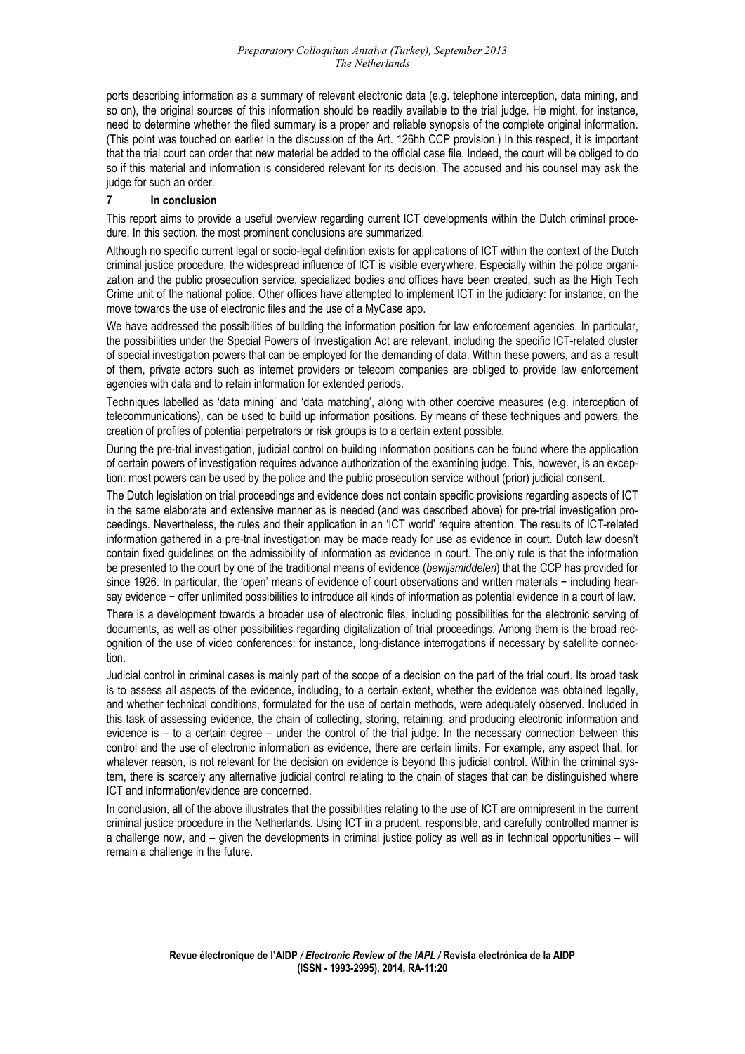ports describing information as a summary of relevant electronic data (e.g. telephone interception, data mining, and so on), the original sources of this information should be readily available to the trial judge. He might, for instance, need to determine whether the filed summary is a proper and reliable synopsis of the complete original information. (This point was touched on earlier in the discussion of the Art. 126hh CCP provision.) In this respect, it is important that the trial court can order that new material be added to the official case file. Indeed, the court will be obliged to do so if this material and information is considered relevant for its decision. The accused and his counsel may ask the judge for such an order.

## 7 In conclusion

This report aims to provide a useful overview regarding current ICT developments within the Dutch criminal procedure. In this section, the most prominent conclusions are summarized.

Although no specific current legal or socio-legal definition exists for applications of ICT within the context of the Dutch criminal justice procedure, the widespread influence of ICT is visible everywhere. Especially within the police organization and the public prosecution service, specialized bodies and offices have been created, such as the High Tech Crime unit of the national police. Other offices have attempted to implement ICT in the judiciary: for instance, on the move towards the use of electronic files and the use of a MyCase app.

We have addressed the possibilities of building the information position for law enforcement agencies. In particular, the possibilities under the Special Powers of Investigation Act are relevant, including the specific ICT-related cluster of special investigation powers that can be employed for the demanding of data. Within these powers, and as a result of them, private actors such as internet providers or telecom companies are obliged to provide law enforcement agencies with data and to retain information for extended periods.

Techniques labelled as 'data mining' and 'data matching', along with other coercive measures (e.g. interception of telecommunications), can be used to build up information positions. By means of these techniques and powers, the creation of profiles of potential perpetrators or risk groups is to a certain extent possible.

During the pre-trial investigation, judicial control on building information positions can be found where the application of certain powers of investigation requires advance authorization of the examining judge. This, however, is an exception: most powers can be used by the police and the public prosecution service without (prior) judicial consent.

The Dutch legislation on trial proceedings and evidence does not contain specific provisions regarding aspects of ICT in the same elaborate and extensive manner as is needed (and was described above) for pre-trial investigation proceedings. Nevertheless, the rules and their application in an 'ICT world' require attention. The results of ICT-related information gathered in a pre-trial investigation may be made ready for use as evidence in court. Dutch law doesn't contain fixed guidelines on the admissibility of information as evidence in court. The only rule is that the information be presented to the court by one of the traditional means of evidence (*bewijsmiddelen*) that the CCP has provided for since 1926. In particular, the 'open' means of evidence of court observations and written materials − including hearsay evidence − offer unlimited possibilities to introduce all kinds of information as potential evidence in a court of law.

There is a development towards a broader use of electronic files, including possibilities for the electronic serving of documents, as well as other possibilities regarding digitalization of trial proceedings. Among them is the broad recognition of the use of video conferences: for instance, long-distance interrogations if necessary by satellite connection.

Judicial control in criminal cases is mainly part of the scope of a decision on the part of the trial court. Its broad task is to assess all aspects of the evidence, including, to a certain extent, whether the evidence was obtained legally, and whether technical conditions, formulated for the use of certain methods, were adequately observed. Included in this task of assessing evidence, the chain of collecting, storing, retaining, and producing electronic information and evidence is – to a certain degree – under the control of the trial judge. In the necessary connection between this control and the use of electronic information as evidence, there are certain limits. For example, any aspect that, for whatever reason, is not relevant for the decision on evidence is beyond this judicial control. Within the criminal system, there is scarcely any alternative judicial control relating to the chain of stages that can be distinguished where ICT and information/evidence are concerned.

In conclusion, all of the above illustrates that the possibilities relating to the use of ICT are omnipresent in the current criminal justice procedure in the Netherlands. Using ICT in a prudent, responsible, and carefully controlled manner is a challenge now, and – given the developments in criminal justice policy as well as in technical opportunities – will remain a challenge in the future.